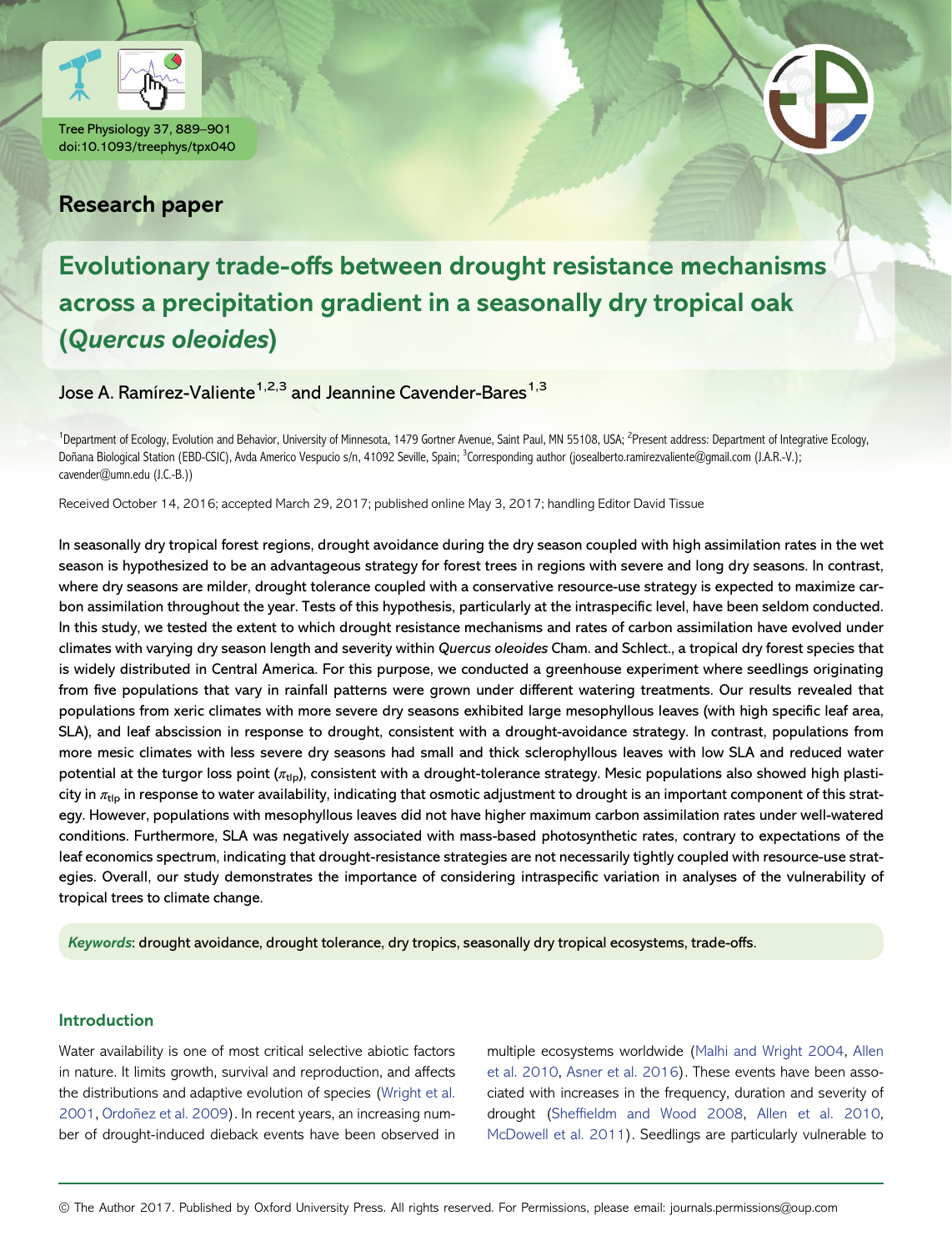## Research paper

# Evolutionary trade-offs between drought resistance mechanisms across a precipitation gradient in a seasonally dry tropical oak (*Quercus oleoides*)

Jose A. Ramírez-Valiente[1,2,3] and Jeannine Cavender-Bares[1,3]

[1]Department of Ecology, Evolution and Behavior, University of Minnesota, 1479 Gortner Avenue, Saint Paul, MN 55108, USA; [2]Present address: Department of Integrative Ecology, Doñana Biological Station (EBD-CSIC), Avda Americo Vespucio s/n, 41092 Seville, Spain; [3]Corresponding author (josealberto.ramirezvaliente@gmail.com (J.A.R.-V.); cavender@umn.edu (J.C.-B.))

Received October 14, 2016; accepted March 29, 2017; published online May 3, 2017; handling Editor David Tissue

In seasonally dry tropical forest regions, drought avoidance during the dry season coupled with high assimilation rates in the wet season is hypothesized to be an advantageous strategy for forest trees in regions with severe and long dry seasons. In contrast, where dry seasons are milder, drought tolerance coupled with a conservative resource-use strategy is expected to maximize carbon assimilation throughout the year. Tests of this hypothesis, particularly at the intraspecific level, have been seldom conducted. In this study, we tested the extent to which drought resistance mechanisms and rates of carbon assimilation have evolved under climates with varying dry season length and severity within *Quercus oleoides* Cham. and Schlect., a tropical dry forest species that is widely distributed in Central America. For this purpose, we conducted a greenhouse experiment where seedlings originating from five populations that vary in rainfall patterns were grown under different watering treatments. Our results revealed that populations from xeric climates with more severe dry seasons exhibited large mesophyllous leaves (with high specific leaf area, SLA), and leaf abscission in response to drought, consistent with a drought-avoidance strategy. In contrast, populations from more mesic climates with less severe dry seasons had small and thick sclerophyllous leaves with low SLA and reduced water potential at the turgor loss point ($\pi_{tlp}$), consistent with a drought-tolerance strategy. Mesic populations also showed high plasticity in $\pi_{tlp}$ in response to water availability, indicating that osmotic adjustment to drought is an important component of this strategy. However, populations with mesophyllous leaves did not have higher maximum carbon assimilation rates under well-watered conditions. Furthermore, SLA was negatively associated with mass-based photosynthetic rates, contrary to expectations of the leaf economics spectrum, indicating that drought-resistance strategies are not necessarily tightly coupled with resource-use strategies. Overall, our study demonstrates the importance of considering intraspecific variation in analyses of the vulnerability of tropical trees to climate change.

*Keywords*: drought avoidance, drought tolerance, dry tropics, seasonally dry tropical ecosystems, trade-offs.

## Introduction

Water availability is one of most critical selective abiotic factors in nature. It limits growth, survival and reproduction, and affects the distributions and adaptive evolution of species (Wright et al. 2001, Ordoñez et al. 2009). In recent years, an increasing number of drought-induced dieback events have been observed in multiple ecosystems worldwide (Malhi and Wright 2004, Allen et al. 2010, Asner et al. 2016). These events have been associated with increases in the frequency, duration and severity of drought (Sheffieldm and Wood 2008, Allen et al. 2010, McDowell et al. 2011). Seedlings are particularly vulnerable to

© The Author 2017. Published by Oxford University Press. All rights reserved. For Permissions, please email: journals.permissions@oup.com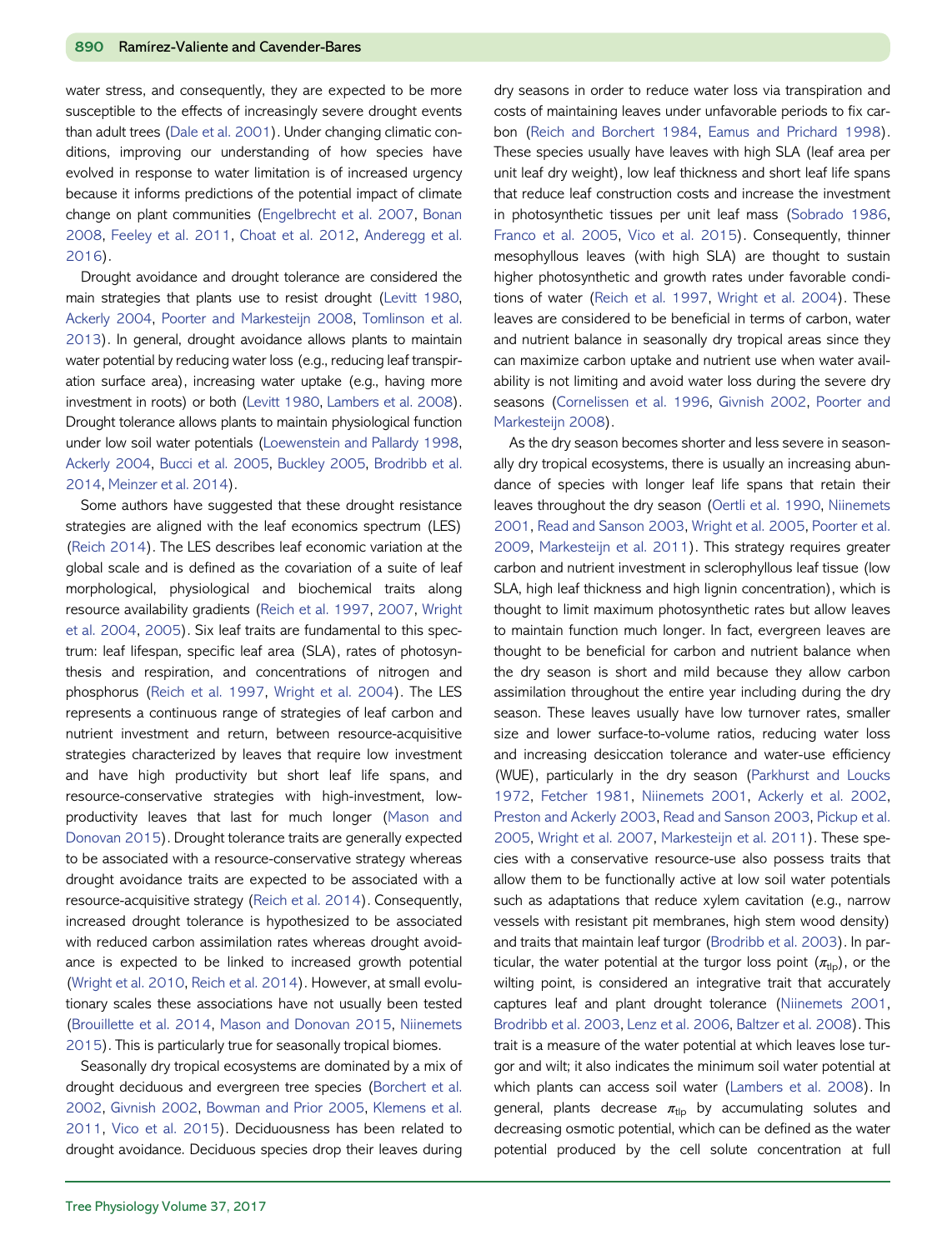water stress, and consequently, they are expected to be more susceptible to the effects of increasingly severe drought events than adult trees (Dale et al. 2001). Under changing climatic conditions, improving our understanding of how species have evolved in response to water limitation is of increased urgency because it informs predictions of the potential impact of climate change on plant communities (Engelbrecht et al. 2007, Bonan 2008, Feeley et al. 2011, Choat et al. 2012, Anderegg et al. 2016).

Drought avoidance and drought tolerance are considered the main strategies that plants use to resist drought (Levitt 1980, Ackerly 2004, Poorter and Markesteijn 2008, Tomlinson et al. 2013). In general, drought avoidance allows plants to maintain water potential by reducing water loss (e.g., reducing leaf transpiration surface area), increasing water uptake (e.g., having more investment in roots) or both (Levitt 1980, Lambers et al. 2008). Drought tolerance allows plants to maintain physiological function under low soil water potentials (Loewenstein and Pallardy 1998, Ackerly 2004, Bucci et al. 2005, Buckley 2005, Brodribb et al. 2014, Meinzer et al. 2014).

Some authors have suggested that these drought resistance strategies are aligned with the leaf economics spectrum (LES) (Reich 2014). The LES describes leaf economic variation at the global scale and is defined as the covariation of a suite of leaf morphological, physiological and biochemical traits along resource availability gradients (Reich et al. 1997, 2007, Wright et al. 2004, 2005). Six leaf traits are fundamental to this spectrum: leaf lifespan, specific leaf area (SLA), rates of photosynthesis and respiration, and concentrations of nitrogen and phosphorus (Reich et al. 1997, Wright et al. 2004). The LES represents a continuous range of strategies of leaf carbon and nutrient investment and return, between resource-acquisitive strategies characterized by leaves that require low investment and have high productivity but short leaf life spans, and resource-conservative strategies with high-investment, low-productivity leaves that last for much longer (Mason and Donovan 2015). Drought tolerance traits are generally expected to be associated with a resource-conservative strategy whereas drought avoidance traits are expected to be associated with a resource-acquisitive strategy (Reich et al. 2014). Consequently, increased drought tolerance is hypothesized to be associated with reduced carbon assimilation rates whereas drought avoidance is expected to be linked to increased growth potential (Wright et al. 2010, Reich et al. 2014). However, at small evolutionary scales these associations have not usually been tested (Brouillette et al. 2014, Mason and Donovan 2015, Niinemets 2015). This is particularly true for seasonally tropical biomes.

Seasonally dry tropical ecosystems are dominated by a mix of drought deciduous and evergreen tree species (Borchert et al. 2002, Givnish 2002, Bowman and Prior 2005, Klemens et al. 2011, Vico et al. 2015). Deciduousness has been related to drought avoidance. Deciduous species drop their leaves during dry seasons in order to reduce water loss via transpiration and costs of maintaining leaves under unfavorable periods to fix carbon (Reich and Borchert 1984, Eamus and Prichard 1998). These species usually have leaves with high SLA (leaf area per unit leaf dry weight), low leaf thickness and short leaf life spans that reduce leaf construction costs and increase the investment in photosynthetic tissues per unit leaf mass (Sobrado 1986, Franco et al. 2005, Vico et al. 2015). Consequently, thinner mesophyllous leaves (with high SLA) are thought to sustain higher photosynthetic and growth rates under favorable conditions of water (Reich et al. 1997, Wright et al. 2004). These leaves are considered to be beneficial in terms of carbon, water and nutrient balance in seasonally dry tropical areas since they can maximize carbon uptake and nutrient use when water availability is not limiting and avoid water loss during the severe dry seasons (Cornelissen et al. 1996, Givnish 2002, Poorter and Markesteijn 2008).

As the dry season becomes shorter and less severe in seasonally dry tropical ecosystems, there is usually an increasing abundance of species with longer leaf life spans that retain their leaves throughout the dry season (Oertli et al. 1990, Niinemets 2001, Read and Sanson 2003, Wright et al. 2005, Poorter et al. 2009, Markesteijn et al. 2011). This strategy requires greater carbon and nutrient investment in sclerophyllous leaf tissue (low SLA, high leaf thickness and high lignin concentration), which is thought to limit maximum photosynthetic rates but allow leaves to maintain function much longer. In fact, evergreen leaves are thought to be beneficial for carbon and nutrient balance when the dry season is short and mild because they allow carbon assimilation throughout the entire year including during the dry season. These leaves usually have low turnover rates, smaller size and lower surface-to-volume ratios, reducing water loss and increasing desiccation tolerance and water-use efficiency (WUE), particularly in the dry season (Parkhurst and Loucks 1972, Fetcher 1981, Niinemets 2001, Ackerly et al. 2002, Preston and Ackerly 2003, Read and Sanson 2003, Pickup et al. 2005, Wright et al. 2007, Markesteijn et al. 2011). These species with a conservative resource-use also possess traits that allow them to be functionally active at low soil water potentials such as adaptations that reduce xylem cavitation (e.g., narrow vessels with resistant pit membranes, high stem wood density) and traits that maintain leaf turgor (Brodribb et al. 2003). In particular, the water potential at the turgor loss point ($\pi_{tlp}$), or the wilting point, is considered an integrative trait that accurately captures leaf and plant drought tolerance (Niinemets 2001, Brodribb et al. 2003, Lenz et al. 2006, Baltzer et al. 2008). This trait is a measure of the water potential at which leaves lose turgor and wilt; it also indicates the minimum soil water potential at which plants can access soil water (Lambers et al. 2008). In general, plants decrease $\pi_{tlp}$ by accumulating solutes and decreasing osmotic potential, which can be defined as the water potential produced by the cell solute concentration at full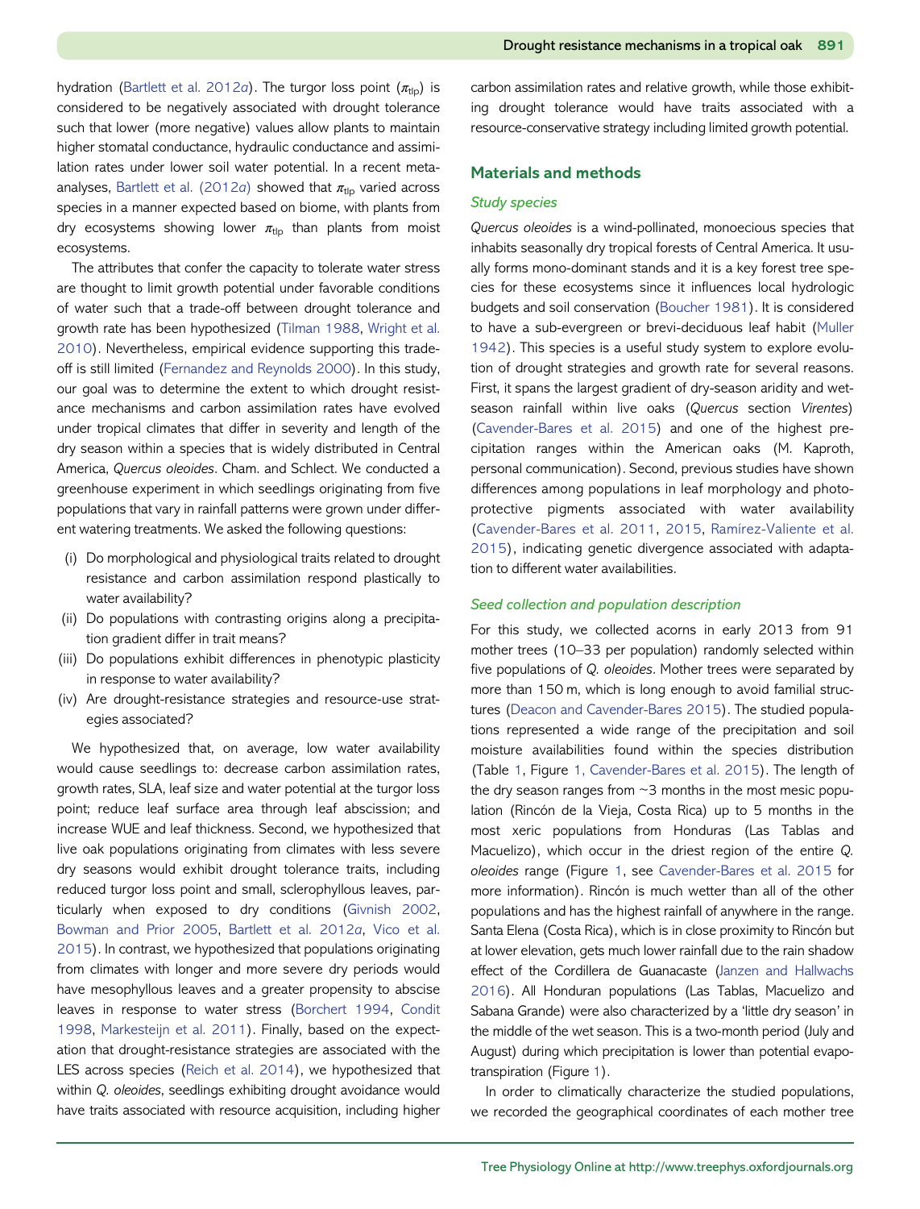hydration (Bartlett et al. 2012*a*). The turgor loss point ($\pi_{tlp}$) is considered to be negatively associated with drought tolerance such that lower (more negative) values allow plants to maintain higher stomatal conductance, hydraulic conductance and assimilation rates under lower soil water potential. In a recent meta-analyses, Bartlett et al. (2012*a*) showed that $\pi_{tlp}$ varied across species in a manner expected based on biome, with plants from dry ecosystems showing lower $\pi_{tlp}$ than plants from moist ecosystems.

The attributes that confer the capacity to tolerate water stress are thought to limit growth potential under favorable conditions of water such that a trade-off between drought tolerance and growth rate has been hypothesized (Tilman 1988, Wright et al. 2010). Nevertheless, empirical evidence supporting this trade-off is still limited (Fernandez and Reynolds 2000). In this study, our goal was to determine the extent to which drought resistance mechanisms and carbon assimilation rates have evolved under tropical climates that differ in severity and length of the dry season within a species that is widely distributed in Central America, *Quercus oleoides*. Cham. and Schlect. We conducted a greenhouse experiment in which seedlings originating from five populations that vary in rainfall patterns were grown under different watering treatments. We asked the following questions:

(i) Do morphological and physiological traits related to drought resistance and carbon assimilation respond plastically to water availability?
(ii) Do populations with contrasting origins along a precipitation gradient differ in trait means?
(iii) Do populations exhibit differences in phenotypic plasticity in response to water availability?
(iv) Are drought-resistance strategies and resource-use strategies associated?

We hypothesized that, on average, low water availability would cause seedlings to: decrease carbon assimilation rates, growth rates, SLA, leaf size and water potential at the turgor loss point; reduce leaf surface area through leaf abscission; and increase WUE and leaf thickness. Second, we hypothesized that live oak populations originating from climates with less severe dry seasons would exhibit drought tolerance traits, including reduced turgor loss point and small, sclerophyllous leaves, particularly when exposed to dry conditions (Givnish 2002, Bowman and Prior 2005, Bartlett et al. 2012*a*, Vico et al. 2015). In contrast, we hypothesized that populations originating from climates with longer and more severe dry periods would have mesophyllous leaves and a greater propensity to abscise leaves in response to water stress (Borchert 1994, Condit 1998, Markesteijn et al. 2011). Finally, based on the expectation that drought-resistance strategies are associated with the LES across species (Reich et al. 2014), we hypothesized that within *Q. oleoides*, seedlings exhibiting drought avoidance would have traits associated with resource acquisition, including higher carbon assimilation rates and relative growth, while those exhibiting drought tolerance would have traits associated with a resource-conservative strategy including limited growth potential.

## Materials and methods

### *Study species*

*Quercus oleoides* is a wind-pollinated, monoecious species that inhabits seasonally dry tropical forests of Central America. It usually forms mono-dominant stands and it is a key forest tree species for these ecosystems since it influences local hydrologic budgets and soil conservation (Boucher 1981). It is considered to have a sub-evergreen or brevi-deciduous leaf habit (Muller 1942). This species is a useful study system to explore evolution of drought strategies and growth rate for several reasons. First, it spans the largest gradient of dry-season aridity and wet-season rainfall within live oaks (*Quercus* section *Virentes*) (Cavender-Bares et al. 2015) and one of the highest precipitation ranges within the American oaks (M. Kaproth, personal communication). Second, previous studies have shown differences among populations in leaf morphology and photoprotective pigments associated with water availability (Cavender-Bares et al. 2011, 2015, Ramírez-Valiente et al. 2015), indicating genetic divergence associated with adaptation to different water availabilities.

### *Seed collection and population description*

For this study, we collected acorns in early 2013 from 91 mother trees (10–33 per population) randomly selected within five populations of *Q. oleoides*. Mother trees were separated by more than 150 m, which is long enough to avoid familial structures (Deacon and Cavender-Bares 2015). The studied populations represented a wide range of the precipitation and soil moisture availabilities found within the species distribution (Table 1, Figure 1, Cavender-Bares et al. 2015). The length of the dry season ranges from ~3 months in the most mesic population (Rincón de la Vieja, Costa Rica) up to 5 months in the most xeric populations from Honduras (Las Tablas and Macuelizo), which occur in the driest region of the entire *Q. oleoides* range (Figure 1, see Cavender-Bares et al. 2015 for more information). Rincón is much wetter than all of the other populations and has the highest rainfall of anywhere in the range. Santa Elena (Costa Rica), which is in close proximity to Rincón but at lower elevation, gets much lower rainfall due to the rain shadow effect of the Cordillera de Guanacaste (Janzen and Hallwachs 2016). All Honduran populations (Las Tablas, Macuelizo and Sabana Grande) were also characterized by a 'little dry season' in the middle of the wet season. This is a two-month period (July and August) during which precipitation is lower than potential evapotranspiration (Figure 1).

In order to climatically characterize the studied populations, we recorded the geographical coordinates of each mother tree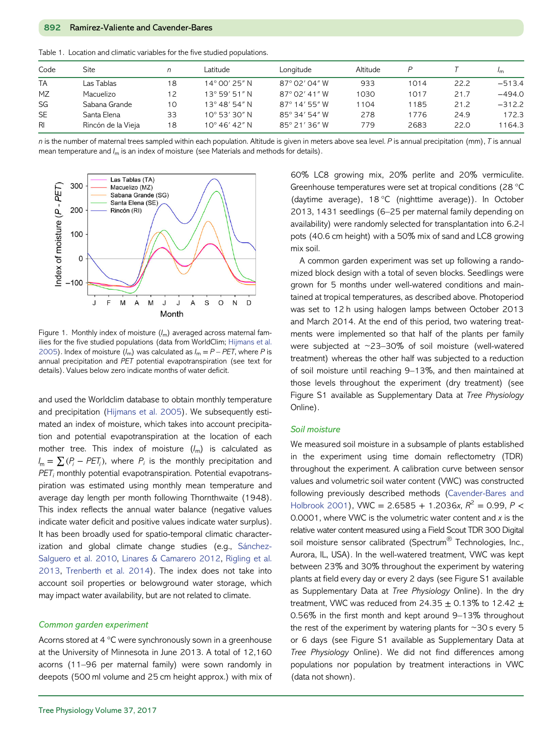Table 1. Location and climatic variables for the five studied populations.

| Code | Site | $n$ | Latitude | Longitude | Altitude | $P$ | $T$ | $I_m$ |
|---|---|---|---|---|---|---|---|---|
| TA | Las Tablas | 18 | 14° 00′ 25″ N | 87° 02′ 04″ W | 933 | 1014 | 22.2 | −513.4 |
| MZ | Macuelizo | 12 | 13° 59′ 51″ N | 87° 02′ 41″ W | 1030 | 1017 | 21.7 | −494.0 |
| SG | Sabana Grande | 10 | 13° 48′ 54″ N | 87° 14′ 55″ W | 1104 | 1185 | 21.2 | −312.2 |
| SE | Santa Elena | 33 | 10° 53′ 30″ N | 85° 34′ 54″ W | 278 | 1776 | 24.9 | 172.3 |
| RI | Rincón de la Vieja | 18 | 10° 46′ 42″ N | 85° 21′ 36″ W | 779 | 2683 | 22.0 | 1164.3 |

$n$ is the number of maternal trees sampled within each population. Altitude is given in meters above sea level. $P$ is annual precipitation (mm), $T$ is annual mean temperature and $I_m$ is an index of moisture (see Materials and methods for details).

Figure 1. Monthly index of moisture ($I_m$) averaged across maternal families for the five studied populations (data from WorldClim; Hijmans et al. 2005). Index of moisture ($I_m$) was calculated as $I_m = P - PET$, where $P$ is annual precipitation and $PET$ potential evapotranspiration (see text for details). Values below zero indicate months of water deficit.

and used the Worldclim database to obtain monthly temperature and precipitation (Hijmans et al. 2005). We subsequently estimated an index of moisture, which takes into account precipitation and potential evapotranspiration at the location of each mother tree. This index of moisture ($I_m$) is calculated as $I_m = \sum(P_i - PET_i)$, where $P_i$ is the monthly precipitation and $PET_i$ monthly potential evapotranspiration. Potential evapotranspiration was estimated using monthly mean temperature and average day length per month following Thornthwaite (1948). This index reflects the annual water balance (negative values indicate water deficit and positive values indicate water surplus). It has been broadly used for spatio-temporal climatic characterization and global climate change studies (e.g., Sánchez-Salguero et al. 2010, Linares & Camarero 2012, Rigling et al. 2013, Trenberth et al. 2014). The index does not take into account soil properties or belowground water storage, which may impact water availability, but are not related to climate.

### *Common garden experiment*

Acorns stored at 4 °C were synchronously sown in a greenhouse at the University of Minnesota in June 2013. A total of 12,160 acorns (11–96 per maternal family) were sown randomly in deepots (500 ml volume and 25 cm height approx.) with mix of 60% LC8 growing mix, 20% perlite and 20% vermiculite. Greenhouse temperatures were set at tropical conditions (28 °C (daytime average), 18 °C (nighttime average)). In October 2013, 1431 seedlings (6–25 per maternal family depending on availability) were randomly selected for transplantation into 6.2-l pots (40.6 cm height) with a 50% mix of sand and LC8 growing mix soil.

A common garden experiment was set up following a randomized block design with a total of seven blocks. Seedlings were grown for 5 months under well-watered conditions and maintained at tropical temperatures, as described above. Photoperiod was set to 12 h using halogen lamps between October 2013 and March 2014. At the end of this period, two watering treatments were implemented so that half of the plants per family were subjected at ~23–30% of soil moisture (well-watered treatment) whereas the other half was subjected to a reduction of soil moisture until reaching 9–13%, and then maintained at those levels throughout the experiment (dry treatment) (see Figure S1 available as Supplementary Data at *Tree Physiology* Online).

### *Soil moisture*

We measured soil moisture in a subsample of plants established in the experiment using time domain reflectometry (TDR) throughout the experiment. A calibration curve between sensor values and volumetric soil water content (VWC) was constructed following previously described methods (Cavender-Bares and Holbrook 2001), $VWC = 2.6585 + 1.2036x$, $R^2 = 0.99$, $P < 0.0001$, where VWC is the volumetric water content and $x$ is the relative water content measured using a Field Scout TDR 300 Digital soil moisture sensor calibrated (Spectrum® Technologies, Inc., Aurora, IL, USA). In the well-watered treatment, VWC was kept between 23% and 30% throughout the experiment by watering plants at field every day or every 2 days (see Figure S1 available as Supplementary Data at *Tree Physiology* Online). In the dry treatment, VWC was reduced from 24.35 ± 0.13% to 12.42 ± 0.56% in the first month and kept around 9–13% throughout the rest of the experiment by watering plants for ~30 s every 5 or 6 days (see Figure S1 available as Supplementary Data at *Tree Physiology* Online). We did not find differences among populations nor population by treatment interactions in VWC (data not shown).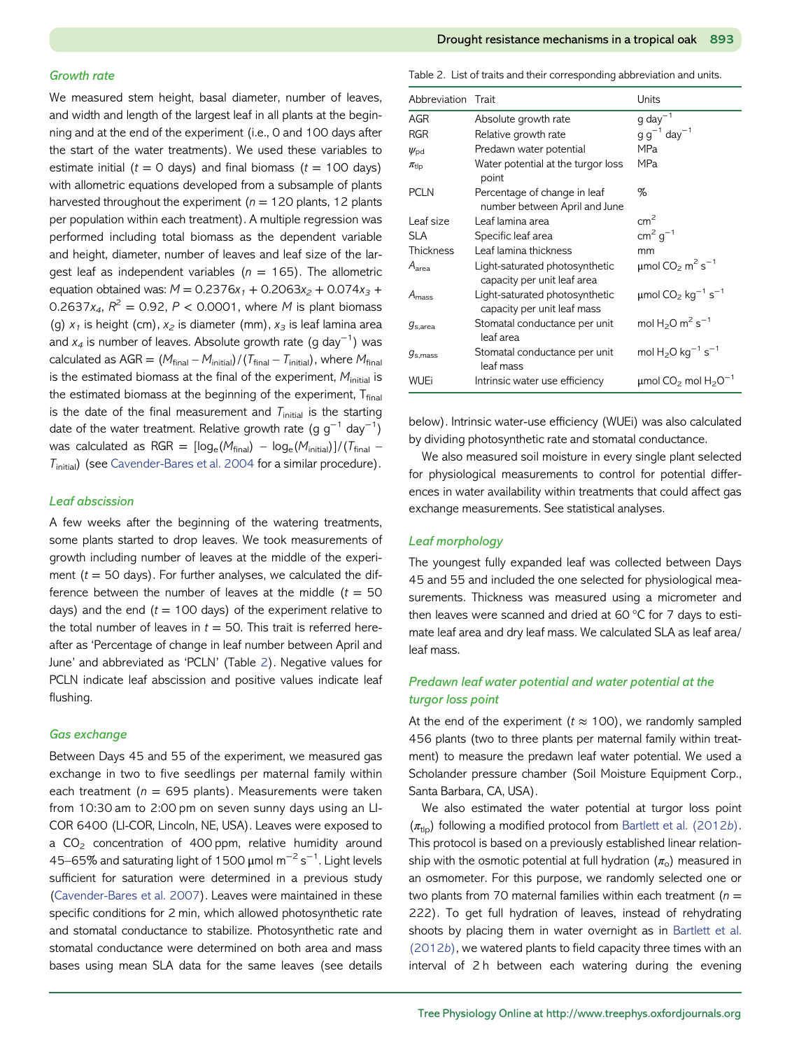### Growth rate

We measured stem height, basal diameter, number of leaves, and width and length of the largest leaf in all plants at the beginning and at the end of the experiment (i.e., 0 and 100 days after the start of the water treatments). We used these variables to estimate initial ($t$ = 0 days) and final biomass ($t$ = 100 days) with allometric equations developed from a subsample of plants harvested throughout the experiment ($n$ = 120 plants, 12 plants per population within each treatment). A multiple regression was performed including total biomass as the dependent variable and height, diameter, number of leaves and leaf size of the largest leaf as independent variables ($n$ = 165). The allometric equation obtained was: $M = 0.2376x_1 + 0.2063x_2 + 0.074x_3 + 0.2637x_4$, $R^2 = 0.92$, $P < 0.0001$, where $M$ is plant biomass (g) $x_1$ is height (cm), $x_2$ is diameter (mm), $x_3$ is leaf lamina area and $x_4$ is number of leaves. Absolute growth rate (g day$^{-1}$) was calculated as $\text{AGR} = (M_{\text{final}} - M_{\text{initial}})/(T_{\text{final}} - T_{\text{initial}})$, where $M_{\text{final}}$ is the estimated biomass at the final of the experiment, $M_{\text{initial}}$ is the estimated biomass at the beginning of the experiment, $T_{\text{final}}$ is the date of the final measurement and $T_{\text{initial}}$ is the starting date of the water treatment. Relative growth rate (g g$^{-1}$ day$^{-1}$) was calculated as $\text{RGR} = [\log_e(M_{\text{final}}) - \log_e(M_{\text{initial}})]/(T_{\text{final}} - T_{\text{initial}})$ (see Cavender-Bares et al. 2004 for a similar procedure).

### Leaf abscission

A few weeks after the beginning of the watering treatments, some plants started to drop leaves. We took measurements of growth including number of leaves at the middle of the experiment ($t$ = 50 days). For further analyses, we calculated the difference between the number of leaves at the middle ($t$ = 50 days) and the end ($t$ = 100 days) of the experiment relative to the total number of leaves in $t$ = 50. This trait is referred hereafter as 'Percentage of change in leaf number between April and June' and abbreviated as 'PCLN' (Table 2). Negative values for PCLN indicate leaf abscission and positive values indicate leaf flushing.

### Gas exchange

Between Days 45 and 55 of the experiment, we measured gas exchange in two to five seedlings per maternal family within each treatment ($n$ = 695 plants). Measurements were taken from 10:30 am to 2:00 pm on seven sunny days using an LI-COR 6400 (LI-COR, Lincoln, NE, USA). Leaves were exposed to a $CO_2$ concentration of 400 ppm, relative humidity around 45–65% and saturating light of 1500 μmol m$^{-2}$ s$^{-1}$. Light levels sufficient for saturation were determined in a previous study (Cavender-Bares et al. 2007). Leaves were maintained in these specific conditions for 2 min, which allowed photosynthetic rate and stomatal conductance to stabilize. Photosynthetic rate and stomatal conductance were determined on both area and mass bases using mean SLA data for the same leaves (see details below). Intrinsic water-use efficiency (WUEi) was also calculated by dividing photosynthetic rate and stomatal conductance.

Table 2. List of traits and their corresponding abbreviation and units.

| Abbreviation | Trait | Units |
|---|---|---|
| AGR | Absolute growth rate | g day$^{-1}$ |
| RGR | Relative growth rate | g g$^{-1}$ day$^{-1}$ |
| $\psi_{\text{pd}}$ | Predawn water potential | MPa |
| $\pi_{\text{tlp}}$ | Water potential at the turgor loss point | MPa |
| PCLN | Percentage of change in leaf number between April and June | % |
| Leaf size | Leaf lamina area | cm$^2$ |
| SLA | Specific leaf area | cm$^2$ g$^{-1}$ |
| Thickness | Leaf lamina thickness | mm |
| $A_{\text{area}}$ | Light-saturated photosynthetic capacity per unit leaf area | μmol $CO_2$ m$^2$ s$^{-1}$ |
| $A_{\text{mass}}$ | Light-saturated photosynthetic capacity per unit leaf mass | μmol $CO_2$ kg$^{-1}$ s$^{-1}$ |
| $g_{\text{s,area}}$ | Stomatal conductance per unit leaf area | mol $H_2O$ m$^2$ s$^{-1}$ |
| $g_{\text{s,mass}}$ | Stomatal conductance per unit leaf mass | mol $H_2O$ kg$^{-1}$ s$^{-1}$ |
| WUEi | Intrinsic water use efficiency | μmol $CO_2$ mol $H_2O^{-1}$ |

We also measured soil moisture in every single plant selected for physiological measurements to control for potential differences in water availability within treatments that could affect gas exchange measurements. See statistical analyses.

### Leaf morphology

The youngest fully expanded leaf was collected between Days 45 and 55 and included the one selected for physiological measurements. Thickness was measured using a micrometer and then leaves were scanned and dried at 60 °C for 7 days to estimate leaf area and dry leaf mass. We calculated SLA as leaf area/leaf mass.

### Predawn leaf water potential and water potential at the turgor loss point

At the end of the experiment ($t \approx 100$), we randomly sampled 456 plants (two to three plants per maternal family within treatment) to measure the predawn leaf water potential. We used a Scholander pressure chamber (Soil Moisture Equipment Corp., Santa Barbara, CA, USA).

We also estimated the water potential at turgor loss point ($\pi_{\text{tlp}}$) following a modified protocol from Bartlett et al. (2012*b*). This protocol is based on a previously established linear relationship with the osmotic potential at full hydration ($\pi_{\text{o}}$) measured in an osmometer. For this purpose, we randomly selected one or two plants from 70 maternal families within each treatment ($n$ = 222). To get full hydration of leaves, instead of rehydrating shoots by placing them in water overnight as in Bartlett et al. (2012*b*), we watered plants to field capacity three times with an interval of 2 h between each watering during the evening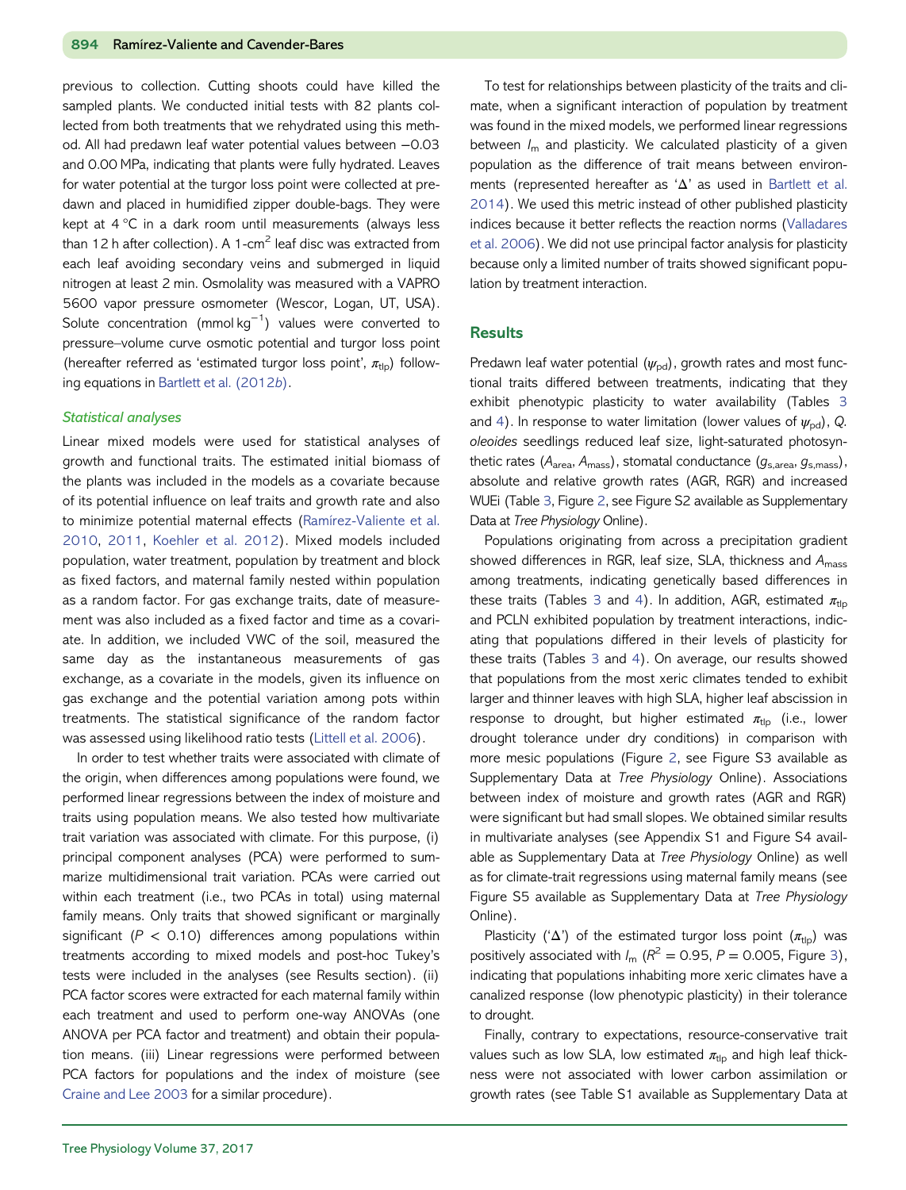previous to collection. Cutting shoots could have killed the sampled plants. We conducted initial tests with 82 plants collected from both treatments that we rehydrated using this method. All had predawn leaf water potential values between −0.03 and 0.00 MPa, indicating that plants were fully hydrated. Leaves for water potential at the turgor loss point were collected at predawn and placed in humidified zipper double-bags. They were kept at 4 °C in a dark room until measurements (always less than 12 h after collection). A 1-cm$^2$ leaf disc was extracted from each leaf avoiding secondary veins and submerged in liquid nitrogen at least 2 min. Osmolality was measured with a VAPRO 5600 vapor pressure osmometer (Wescor, Logan, UT, USA). Solute concentration (mmol kg$^{-1}$) values were converted to pressure–volume curve osmotic potential and turgor loss point (hereafter referred as 'estimated turgor loss point', $\pi_{tlp}$) following equations in Bartlett et al. (2012*b*).

### *Statistical analyses*

Linear mixed models were used for statistical analyses of growth and functional traits. The estimated initial biomass of the plants was included in the models as a covariate because of its potential influence on leaf traits and growth rate and also to minimize potential maternal effects (Ramírez-Valiente et al. 2010, 2011, Koehler et al. 2012). Mixed models included population, water treatment, population by treatment and block as fixed factors, and maternal family nested within population as a random factor. For gas exchange traits, date of measurement was also included as a fixed factor and time as a covariate. In addition, we included VWC of the soil, measured the same day as the instantaneous measurements of gas exchange, as a covariate in the models, given its influence on gas exchange and the potential variation among pots within treatments. The statistical significance of the random factor was assessed using likelihood ratio tests (Littell et al. 2006).

In order to test whether traits were associated with climate of the origin, when differences among populations were found, we performed linear regressions between the index of moisture and traits using population means. We also tested how multivariate trait variation was associated with climate. For this purpose, (i) principal component analyses (PCA) were performed to summarize multidimensional trait variation. PCAs were carried out within each treatment (i.e., two PCAs in total) using maternal family means. Only traits that showed significant or marginally significant ($P < 0.10$) differences among populations within treatments according to mixed models and post-hoc Tukey's tests were included in the analyses (see Results section). (ii) PCA factor scores were extracted for each maternal family within each treatment and used to perform one-way ANOVAs (one ANOVA per PCA factor and treatment) and obtain their population means. (iii) Linear regressions were performed between PCA factors for populations and the index of moisture (see Craine and Lee 2003 for a similar procedure).

To test for relationships between plasticity of the traits and climate, when a significant interaction of population by treatment was found in the mixed models, we performed linear regressions between $I_m$ and plasticity. We calculated plasticity of a given population as the difference of trait means between environments (represented hereafter as 'Δ' as used in Bartlett et al. 2014). We used this metric instead of other published plasticity indices because it better reflects the reaction norms (Valladares et al. 2006). We did not use principal factor analysis for plasticity because only a limited number of traits showed significant population by treatment interaction.

## Results

Predawn leaf water potential ($\psi_{pd}$), growth rates and most functional traits differed between treatments, indicating that they exhibit phenotypic plasticity to water availability (Tables 3 and 4). In response to water limitation (lower values of $\psi_{pd}$), *Q. oleoides* seedlings reduced leaf size, light-saturated photosynthetic rates ($A_{area}$, $A_{mass}$), stomatal conductance ($g_{s,area}$, $g_{s,mass}$), absolute and relative growth rates (AGR, RGR) and increased WUEi (Table 3, Figure 2, see Figure S2 available as Supplementary Data at *Tree Physiology* Online).

Populations originating from across a precipitation gradient showed differences in RGR, leaf size, SLA, thickness and $A_{mass}$ among treatments, indicating genetically based differences in these traits (Tables 3 and 4). In addition, AGR, estimated $\pi_{tlp}$ and PCLN exhibited population by treatment interactions, indicating that populations differed in their levels of plasticity for these traits (Tables 3 and 4). On average, our results showed that populations from the most xeric climates tended to exhibit larger and thinner leaves with high SLA, higher leaf abscission in response to drought, but higher estimated $\pi_{tlp}$ (i.e., lower drought tolerance under dry conditions) in comparison with more mesic populations (Figure 2, see Figure S3 available as Supplementary Data at *Tree Physiology* Online). Associations between index of moisture and growth rates (AGR and RGR) were significant but had small slopes. We obtained similar results in multivariate analyses (see Appendix S1 and Figure S4 available as Supplementary Data at *Tree Physiology* Online) as well as for climate-trait regressions using maternal family means (see Figure S5 available as Supplementary Data at *Tree Physiology* Online).

Plasticity ('Δ') of the estimated turgor loss point ($\pi_{tlp}$) was positively associated with $I_m$ ($R^2 = 0.95$, $P = 0.005$, Figure 3), indicating that populations inhabiting more xeric climates have a canalized response (low phenotypic plasticity) in their tolerance to drought.

Finally, contrary to expectations, resource-conservative trait values such as low SLA, low estimated $\pi_{tlp}$ and high leaf thickness were not associated with lower carbon assimilation or growth rates (see Table S1 available as Supplementary Data at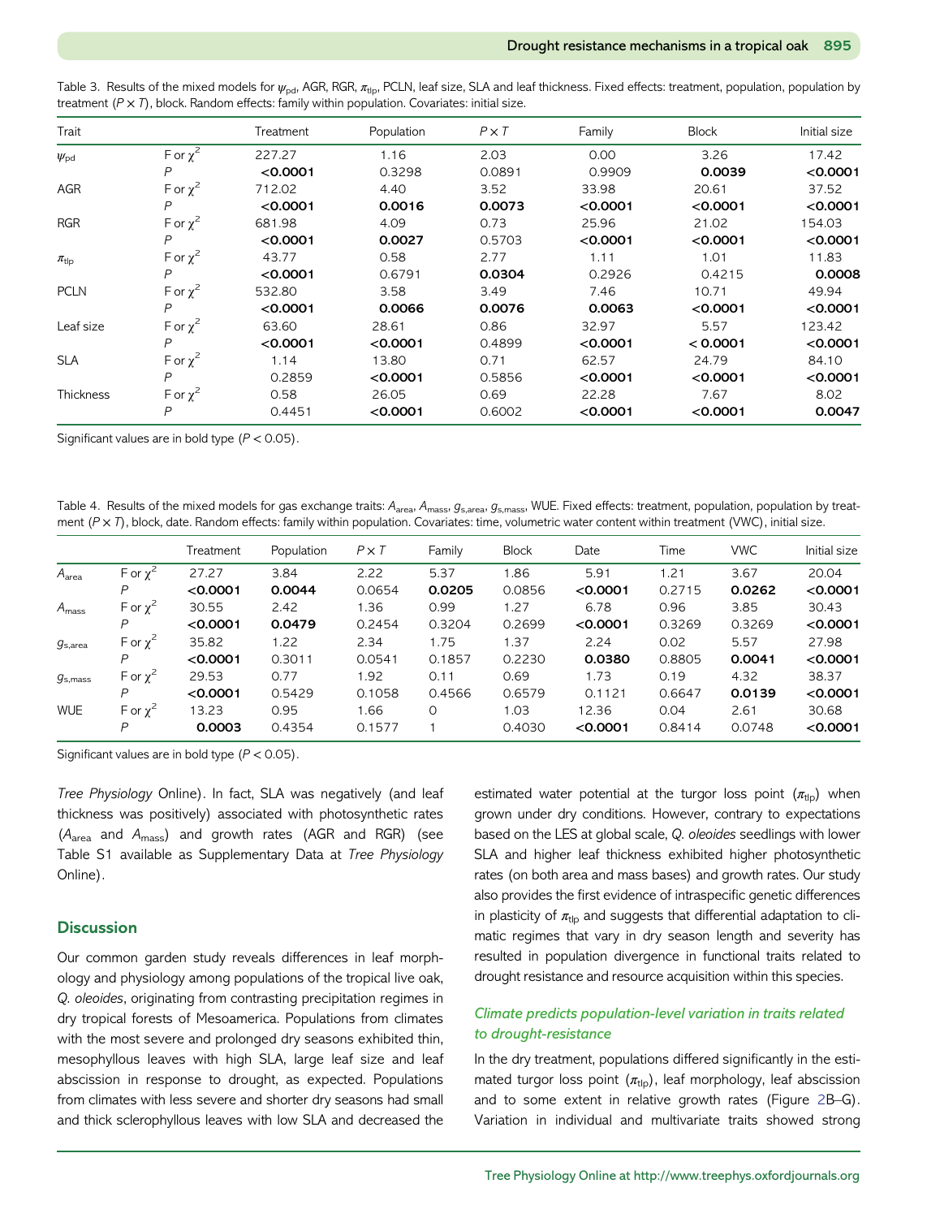Table 3. Results of the mixed models for $\psi_{pd}$, AGR, RGR, $\pi_{tlp}$, PCLN, leaf size, SLA and leaf thickness. Fixed effects: treatment, population, population by treatment ($P \times T$), block. Random effects: family within population. Covariates: initial size.

| Trait | | Treatment | Population | $P \times T$ | Family | Block | Initial size |
|---|---|---|---|---|---|---|---|
| $\psi_{pd}$ | F or $\chi^2$ | 227.27 | 1.16 | 2.03 | 0.00 | 3.26 | 17.42 |
| | $P$ | **<0.0001** | 0.3298 | 0.0891 | 0.9909 | **0.0039** | **<0.0001** |
| AGR | F or $\chi^2$ | 712.02 | 4.40 | 3.52 | 33.98 | 20.61 | 37.52 |
| | $P$ | **<0.0001** | **0.0016** | **0.0073** | **<0.0001** | **<0.0001** | **<0.0001** |
| RGR | F or $\chi^2$ | 681.98 | 4.09 | 0.73 | 25.96 | 21.02 | 154.03 |
| | $P$ | **<0.0001** | **0.0027** | 0.5703 | **<0.0001** | **<0.0001** | **<0.0001** |
| $\pi_{tlp}$ | F or $\chi^2$ | 43.77 | 0.58 | 2.77 | 1.11 | 1.01 | 11.83 |
| | $P$ | **<0.0001** | 0.6791 | **0.0304** | 0.2926 | 0.4215 | **0.0008** |
| PCLN | F or $\chi^2$ | 532.80 | 3.58 | 3.49 | 7.46 | 10.71 | 49.94 |
| | $P$ | **<0.0001** | **0.0066** | **0.0076** | **0.0063** | **<0.0001** | **<0.0001** |
| Leaf size | F or $\chi^2$ | 63.60 | 28.61 | 0.86 | 32.97 | 5.57 | 123.42 |
| | $P$ | **<0.0001** | **<0.0001** | 0.4899 | **<0.0001** | **< 0.0001** | **<0.0001** |
| SLA | F or $\chi^2$ | 1.14 | 13.80 | 0.71 | 62.57 | 24.79 | 84.10 |
| | $P$ | 0.2859 | **<0.0001** | 0.5856 | **<0.0001** | **<0.0001** | **<0.0001** |
| Thickness | F or $\chi^2$ | 0.58 | 26.05 | 0.69 | 22.28 | 7.67 | 8.02 |
| | $P$ | 0.4451 | **<0.0001** | 0.6002 | **<0.0001** | **<0.0001** | **0.0047** |

Significant values are in bold type ($P < 0.05$).

Table 4. Results of the mixed models for gas exchange traits: $A_{area}$, $A_{mass}$, $g_{s,area}$, $g_{s,mass}$, WUE. Fixed effects: treatment, population, population by treatment ($P \times T$), block, date. Random effects: family within population. Covariates: time, volumetric water content within treatment (VWC), initial size.

| | | Treatment | Population | $P \times T$ | Family | Block | Date | Time | VWC | Initial size |
|---|---|---|---|---|---|---|---|---|---|---|
| $A_{area}$ | F or $\chi^2$ | 27.27 | 3.84 | 2.22 | 5.37 | 1.86 | 5.91 | 1.21 | 3.67 | 20.04 |
| | $P$ | **<0.0001** | **0.0044** | 0.0654 | **0.0205** | 0.0856 | **<0.0001** | 0.2715 | **0.0262** | **<0.0001** |
| $A_{mass}$ | F or $\chi^2$ | 30.55 | 2.42 | 1.36 | 0.99 | 1.27 | 6.78 | 0.96 | 3.85 | 30.43 |
| | $P$ | **<0.0001** | **0.0479** | 0.2454 | 0.3204 | 0.2699 | **<0.0001** | 0.3269 | 0.3269 | **<0.0001** |
| $g_{s,area}$ | F or $\chi^2$ | 35.82 | 1.22 | 2.34 | 1.75 | 1.37 | 2.24 | 0.02 | 5.57 | 27.98 |
| | $P$ | **<0.0001** | 0.3011 | 0.0541 | 0.1857 | 0.2230 | **0.0380** | 0.8805 | **0.0041** | **<0.0001** |
| $g_{s,mass}$ | F or $\chi^2$ | 29.53 | 0.77 | 1.92 | 0.11 | 0.69 | 1.73 | 0.19 | 4.32 | 38.37 |
| | $P$ | **<0.0001** | 0.5429 | 0.1058 | 0.4566 | 0.6579 | 0.1121 | 0.6647 | **0.0139** | **<0.0001** |
| WUE | F or $\chi^2$ | 13.23 | 0.95 | 1.66 | 0 | 1.03 | 12.36 | 0.04 | 2.61 | 30.68 |
| | $P$ | **0.0003** | 0.4354 | 0.1577 | 1 | 0.4030 | **<0.0001** | 0.8414 | 0.0748 | **<0.0001** |

Significant values are in bold type ($P < 0.05$).

*Tree Physiology* Online). In fact, SLA was negatively (and leaf thickness was positively) associated with photosynthetic rates ($A_{area}$ and $A_{mass}$) and growth rates (AGR and RGR) (see Table S1 available as Supplementary Data at *Tree Physiology* Online).

## Discussion

Our common garden study reveals differences in leaf morphology and physiology among populations of the tropical live oak, *Q. oleoides*, originating from contrasting precipitation regimes in dry tropical forests of Mesoamerica. Populations from climates with the most severe and prolonged dry seasons exhibited thin, mesophyllous leaves with high SLA, large leaf size and leaf abscission in response to drought, as expected. Populations from climates with less severe and shorter dry seasons had small and thick sclerophyllous leaves with low SLA and decreased the estimated water potential at the turgor loss point ($\pi_{tlp}$) when grown under dry conditions. However, contrary to expectations based on the LES at global scale, *Q. oleoides* seedlings with lower SLA and higher leaf thickness exhibited higher photosynthetic rates (on both area and mass bases) and growth rates. Our study also provides the first evidence of intraspecific genetic differences in plasticity of $\pi_{tlp}$ and suggests that differential adaptation to climatic regimes that vary in dry season length and severity has resulted in population divergence in functional traits related to drought resistance and resource acquisition within this species.

### *Climate predicts population-level variation in traits related to drought-resistance*

In the dry treatment, populations differed significantly in the estimated turgor loss point ($\pi_{tlp}$), leaf morphology, leaf abscission and to some extent in relative growth rates (Figure 2B–G). Variation in individual and multivariate traits showed strong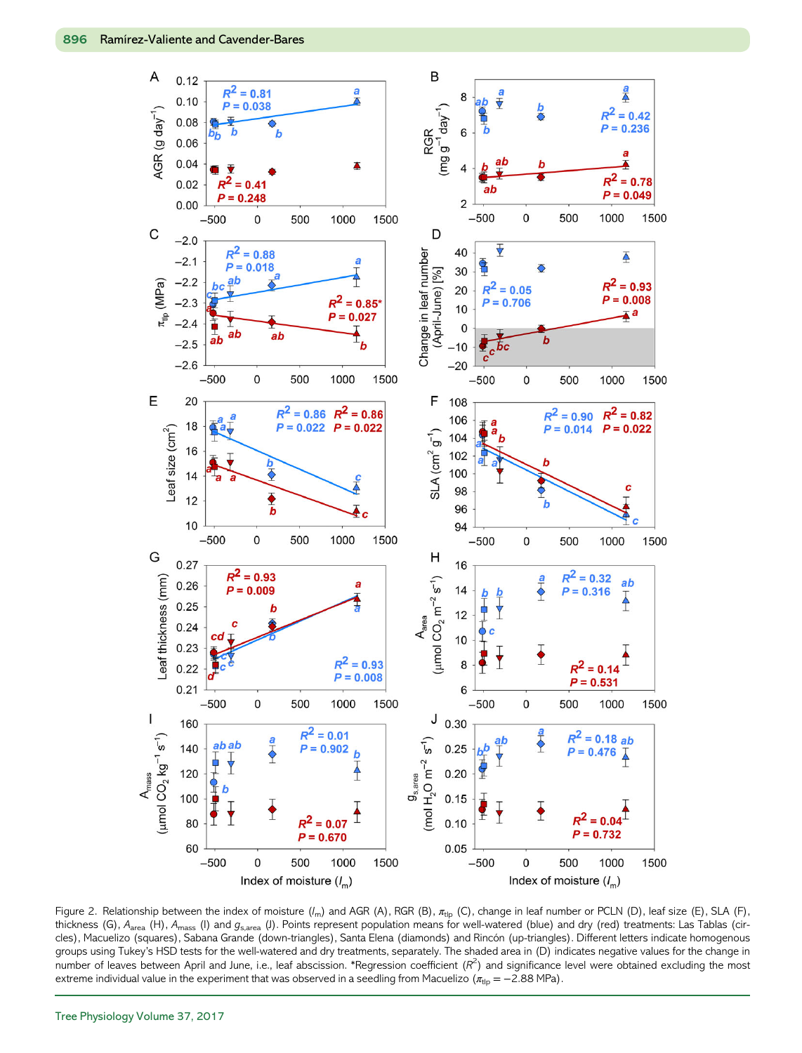Figure 2. Relationship between the index of moisture ($I_m$) and AGR (A), RGR (B), $\pi_{tlp}$ (C), change in leaf number or PCLN (D), leaf size (E), SLA (F), thickness (G), $A_{area}$ (H), $A_{mass}$ (I) and $g_{s,area}$ (J). Points represent population means for well-watered (blue) and dry (red) treatments: Las Tablas (circles), Macuelizo (squares), Sabana Grande (down-triangles), Santa Elena (diamonds) and Rincón (up-triangles). Different letters indicate homogenous groups using Tukey's HSD tests for the well-watered and dry treatments, separately. The shaded area in (D) indicates negative values for the change in number of leaves between April and June, i.e., leaf abscission. *Regression coefficient ($R^2$) and significance level were obtained excluding the most extreme individual value in the experiment that was observed in a seedling from Macuelizo ($\pi_{tlp}$ = −2.88 MPa).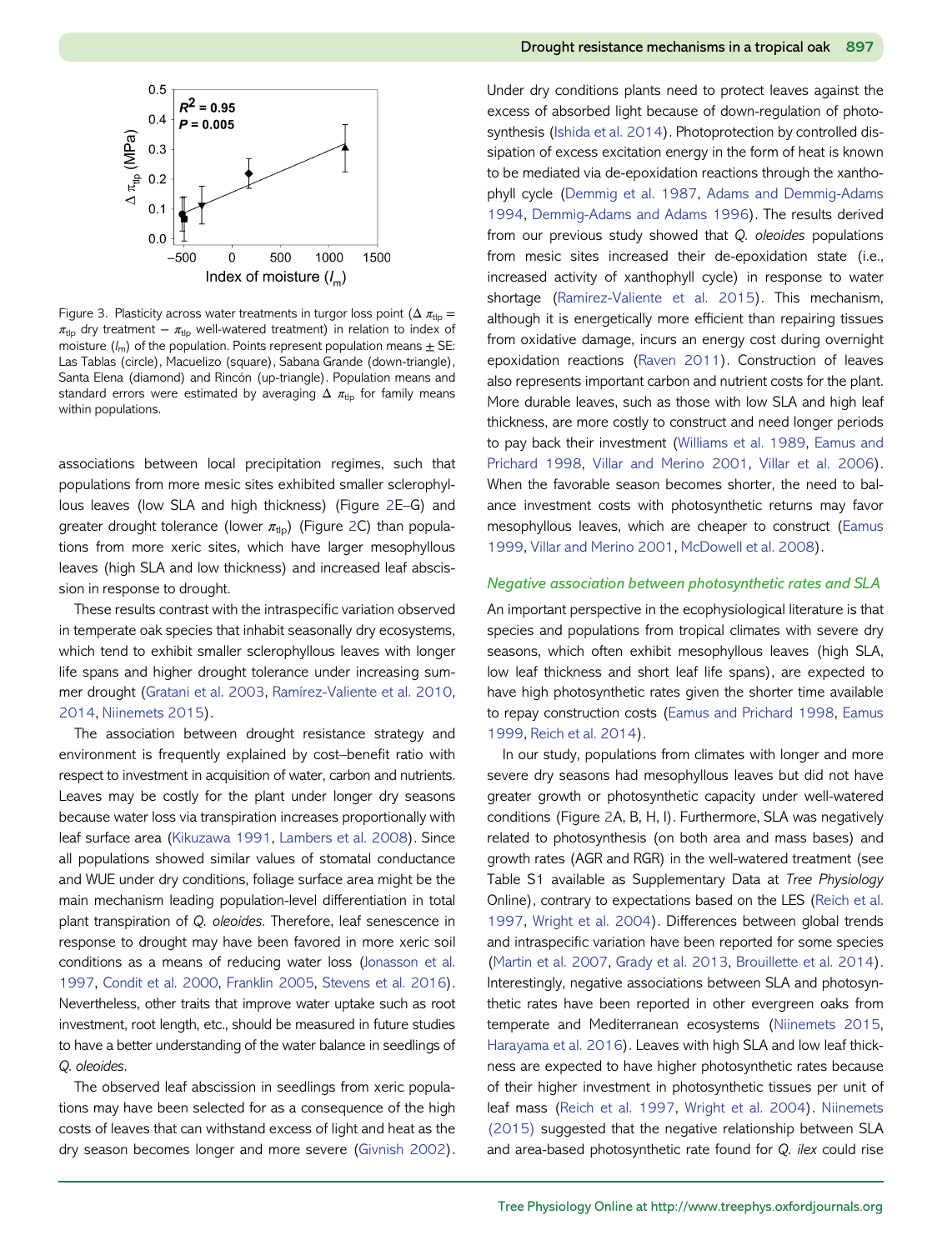Figure 3. Plasticity across water treatments in turgor loss point ($\Delta\ \pi_{tlp} = \pi_{tlp}$ dry treatment − $\pi_{tlp}$ well-watered treatment) in relation to index of moisture ($I_m$) of the population. Points represent population means ± SE: Las Tablas (circle), Macuelizo (square), Sabana Grande (down-triangle), Santa Elena (diamond) and Rincón (up-triangle). Population means and standard errors were estimated by averaging $\Delta\ \pi_{tlp}$ for family means within populations.

associations between local precipitation regimes, such that populations from more mesic sites exhibited smaller sclerophyllous leaves (low SLA and high thickness) (Figure 2E–G) and greater drought tolerance (lower $\pi_{tlp}$) (Figure 2C) than populations from more xeric sites, which have larger mesophyllous leaves (high SLA and low thickness) and increased leaf abscission in response to drought.

These results contrast with the intraspecific variation observed in temperate oak species that inhabit seasonally dry ecosystems, which tend to exhibit smaller sclerophyllous leaves with longer life spans and higher drought tolerance under increasing summer drought (Gratani et al. 2003, Ramírez-Valiente et al. 2010, 2014, Niinemets 2015).

The association between drought resistance strategy and environment is frequently explained by cost–benefit ratio with respect to investment in acquisition of water, carbon and nutrients. Leaves may be costly for the plant under longer dry seasons because water loss via transpiration increases proportionally with leaf surface area (Kikuzawa 1991, Lambers et al. 2008). Since all populations showed similar values of stomatal conductance and WUE under dry conditions, foliage surface area might be the main mechanism leading population-level differentiation in total plant transpiration of *Q. oleoides*. Therefore, leaf senescence in response to drought may have been favored in more xeric soil conditions as a means of reducing water loss (Jonasson et al. 1997, Condit et al. 2000, Franklin 2005, Stevens et al. 2016). Nevertheless, other traits that improve water uptake such as root investment, root length, etc., should be measured in future studies to have a better understanding of the water balance in seedlings of *Q. oleoides*.

The observed leaf abscission in seedlings from xeric populations may have been selected for as a consequence of the high costs of leaves that can withstand excess of light and heat as the dry season becomes longer and more severe (Givnish 2002). Under dry conditions plants need to protect leaves against the excess of absorbed light because of down-regulation of photosynthesis (Ishida et al. 2014). Photoprotection by controlled dissipation of excess excitation energy in the form of heat is known to be mediated via de-epoxidation reactions through the xanthophyll cycle (Demmig et al. 1987, Adams and Demmig-Adams 1994, Demmig-Adams and Adams 1996). The results derived from our previous study showed that *Q. oleoides* populations from mesic sites increased their de-epoxidation state (i.e., increased activity of xanthophyll cycle) in response to water shortage (Ramírez-Valiente et al. 2015). This mechanism, although it is energetically more efficient than repairing tissues from oxidative damage, incurs an energy cost during overnight epoxidation reactions (Raven 2011). Construction of leaves also represents important carbon and nutrient costs for the plant. More durable leaves, such as those with low SLA and high leaf thickness, are more costly to construct and need longer periods to pay back their investment (Williams et al. 1989, Eamus and Prichard 1998, Villar and Merino 2001, Villar et al. 2006). When the favorable season becomes shorter, the need to balance investment costs with photosynthetic returns may favor mesophyllous leaves, which are cheaper to construct (Eamus 1999, Villar and Merino 2001, McDowell et al. 2008).

### *Negative association between photosynthetic rates and SLA*

An important perspective in the ecophysiological literature is that species and populations from tropical climates with severe dry seasons, which often exhibit mesophyllous leaves (high SLA, low leaf thickness and short leaf life spans), are expected to have high photosynthetic rates given the shorter time available to repay construction costs (Eamus and Prichard 1998, Eamus 1999, Reich et al. 2014).

In our study, populations from climates with longer and more severe dry seasons had mesophyllous leaves but did not have greater growth or photosynthetic capacity under well-watered conditions (Figure 2A, B, H, I). Furthermore, SLA was negatively related to photosynthesis (on both area and mass bases) and growth rates (AGR and RGR) in the well-watered treatment (see Table S1 available as Supplementary Data at *Tree Physiology* Online), contrary to expectations based on the LES (Reich et al. 1997, Wright et al. 2004). Differences between global trends and intraspecific variation have been reported for some species (Martin et al. 2007, Grady et al. 2013, Brouillette et al. 2014). Interestingly, negative associations between SLA and photosynthetic rates have been reported in other evergreen oaks from temperate and Mediterranean ecosystems (Niinemets 2015, Harayama et al. 2016). Leaves with high SLA and low leaf thickness are expected to have higher photosynthetic rates because of their higher investment in photosynthetic tissues per unit of leaf mass (Reich et al. 1997, Wright et al. 2004). Niinemets (2015) suggested that the negative relationship between SLA and area-based photosynthetic rate found for *Q. ilex* could rise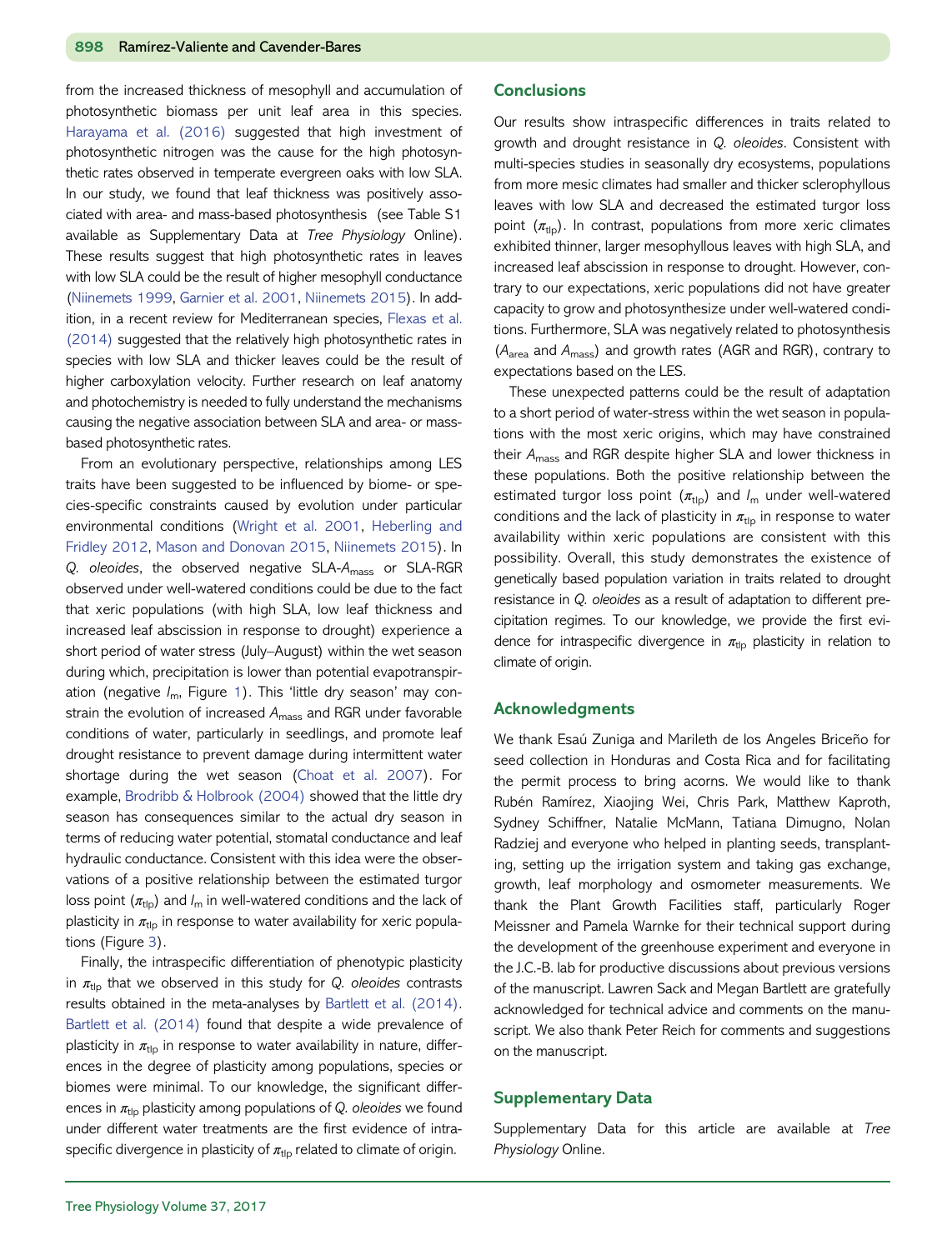from the increased thickness of mesophyll and accumulation of photosynthetic biomass per unit leaf area in this species. Harayama et al. (2016) suggested that high investment of photosynthetic nitrogen was the cause for the high photosynthetic rates observed in temperate evergreen oaks with low SLA. In our study, we found that leaf thickness was positively associated with area- and mass-based photosynthesis (see Table S1 available as Supplementary Data at *Tree Physiology* Online). These results suggest that high photosynthetic rates in leaves with low SLA could be the result of higher mesophyll conductance (Niinemets 1999, Garnier et al. 2001, Niinemets 2015). In addition, in a recent review for Mediterranean species, Flexas et al. (2014) suggested that the relatively high photosynthetic rates in species with low SLA and thicker leaves could be the result of higher carboxylation velocity. Further research on leaf anatomy and photochemistry is needed to fully understand the mechanisms causing the negative association between SLA and area- or mass-based photosynthetic rates.

From an evolutionary perspective, relationships among LES traits have been suggested to be influenced by biome- or species-specific constraints caused by evolution under particular environmental conditions (Wright et al. 2001, Heberling and Fridley 2012, Mason and Donovan 2015, Niinemets 2015). In *Q. oleoides*, the observed negative SLA-$A_{mass}$ or SLA-RGR observed under well-watered conditions could be due to the fact that xeric populations (with high SLA, low leaf thickness and increased leaf abscission in response to drought) experience a short period of water stress (July–August) within the wet season during which, precipitation is lower than potential evapotranspiration (negative $I_m$, Figure 1). This 'little dry season' may constrain the evolution of increased $A_{mass}$ and RGR under favorable conditions of water, particularly in seedlings, and promote leaf drought resistance to prevent damage during intermittent water shortage during the wet season (Choat et al. 2007). For example, Brodribb & Holbrook (2004) showed that the little dry season has consequences similar to the actual dry season in terms of reducing water potential, stomatal conductance and leaf hydraulic conductance. Consistent with this idea were the observations of a positive relationship between the estimated turgor loss point ($\pi_{tlp}$) and $I_m$ in well-watered conditions and the lack of plasticity in $\pi_{tlp}$ in response to water availability for xeric populations (Figure 3).

Finally, the intraspecific differentiation of phenotypic plasticity in $\pi_{tlp}$ that we observed in this study for *Q. oleoides* contrasts results obtained in the meta-analyses by Bartlett et al. (2014). Bartlett et al. (2014) found that despite a wide prevalence of plasticity in $\pi_{tlp}$ in response to water availability in nature, differences in the degree of plasticity among populations, species or biomes were minimal. To our knowledge, the significant differences in $\pi_{tlp}$ plasticity among populations of *Q. oleoides* we found under different water treatments are the first evidence of intraspecific divergence in plasticity of $\pi_{tlp}$ related to climate of origin.

## Conclusions

Our results show intraspecific differences in traits related to growth and drought resistance in *Q. oleoides*. Consistent with multi-species studies in seasonally dry ecosystems, populations from more mesic climates had smaller and thicker sclerophyllous leaves with low SLA and decreased the estimated turgor loss point ($\pi_{tlp}$). In contrast, populations from more xeric climates exhibited thinner, larger mesophyllous leaves with high SLA, and increased leaf abscission in response to drought. However, contrary to our expectations, xeric populations did not have greater capacity to grow and photosynthesize under well-watered conditions. Furthermore, SLA was negatively related to photosynthesis ($A_{area}$ and $A_{mass}$) and growth rates (AGR and RGR), contrary to expectations based on the LES.

These unexpected patterns could be the result of adaptation to a short period of water-stress within the wet season in populations with the most xeric origins, which may have constrained their $A_{mass}$ and RGR despite higher SLA and lower thickness in these populations. Both the positive relationship between the estimated turgor loss point ($\pi_{tlp}$) and $I_m$ under well-watered conditions and the lack of plasticity in $\pi_{tlp}$ in response to water availability within xeric populations are consistent with this possibility. Overall, this study demonstrates the existence of genetically based population variation in traits related to drought resistance in *Q. oleoides* as a result of adaptation to different precipitation regimes. To our knowledge, we provide the first evidence for intraspecific divergence in $\pi_{tlp}$ plasticity in relation to climate of origin.

## Acknowledgments

We thank Esaú Zuniga and Marileth de los Angeles Briceño for seed collection in Honduras and Costa Rica and for facilitating the permit process to bring acorns. We would like to thank Rubén Ramírez, Xiaojing Wei, Chris Park, Matthew Kaproth, Sydney Schiffner, Natalie McMann, Tatiana Dimugno, Nolan Radziej and everyone who helped in planting seeds, transplanting, setting up the irrigation system and taking gas exchange, growth, leaf morphology and osmometer measurements. We thank the Plant Growth Facilities staff, particularly Roger Meissner and Pamela Warnke for their technical support during the development of the greenhouse experiment and everyone in the J.C.-B. lab for productive discussions about previous versions of the manuscript. Lawren Sack and Megan Bartlett are gratefully acknowledged for technical advice and comments on the manuscript. We also thank Peter Reich for comments and suggestions on the manuscript.

## Supplementary Data

Supplementary Data for this article are available at *Tree Physiology* Online.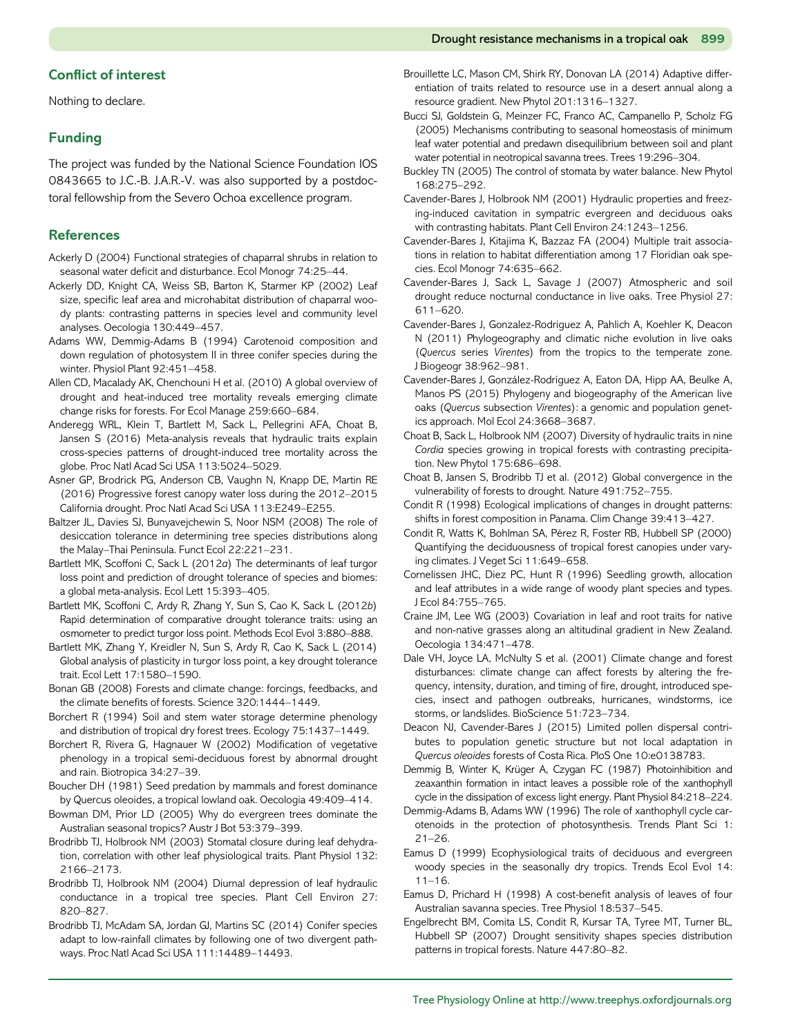## Conflict of interest

Nothing to declare.

## Funding

The project was funded by the National Science Foundation IOS 0843665 to J.C.-B. J.A.R.-V. was also supported by a postdoctoral fellowship from the Severo Ochoa excellence program.

## References

Ackerly D (2004) Functional strategies of chaparral shrubs in relation to seasonal water deficit and disturbance. Ecol Monogr 74:25–44.

Ackerly DD, Knight CA, Weiss SB, Barton K, Starmer KP (2002) Leaf size, specific leaf area and microhabitat distribution of chaparral woody plants: contrasting patterns in species level and community level analyses. Oecologia 130:449–457.

Adams WW, Demmig-Adams B (1994) Carotenoid composition and down regulation of photosystem II in three conifer species during the winter. Physiol Plant 92:451–458.

Allen CD, Macalady AK, Chenchouni H et al. (2010) A global overview of drought and heat-induced tree mortality reveals emerging climate change risks for forests. For Ecol Manage 259:660–684.

Anderegg WRL, Klein T, Bartlett M, Sack L, Pellegrini AFA, Choat B, Jansen S (2016) Meta-analysis reveals that hydraulic traits explain cross-species patterns of drought-induced tree mortality across the globe. Proc Natl Acad Sci USA 113:5024–5029.

Asner GP, Brodrick PG, Anderson CB, Vaughn N, Knapp DE, Martin RE (2016) Progressive forest canopy water loss during the 2012–2015 California drought. Proc Natl Acad Sci USA 113:E249–E255.

Baltzer JL, Davies SJ, Bunyavejchewin S, Noor NSM (2008) The role of desiccation tolerance in determining tree species distributions along the Malay–Thai Peninsula. Funct Ecol 22:221–231.

Bartlett MK, Scoffoni C, Sack L (2012*a*) The determinants of leaf turgor loss point and prediction of drought tolerance of species and biomes: a global meta-analysis. Ecol Lett 15:393–405.

Bartlett MK, Scoffoni C, Ardy R, Zhang Y, Sun S, Cao K, Sack L (2012*b*) Rapid determination of comparative drought tolerance traits: using an osmometer to predict turgor loss point. Methods Ecol Evol 3:880–888.

Bartlett MK, Zhang Y, Kreidler N, Sun S, Ardy R, Cao K, Sack L (2014) Global analysis of plasticity in turgor loss point, a key drought tolerance trait. Ecol Lett 17:1580–1590.

Bonan GB (2008) Forests and climate change: forcings, feedbacks, and the climate benefits of forests. Science 320:1444–1449.

Borchert R (1994) Soil and stem water storage determine phenology and distribution of tropical dry forest trees. Ecology 75:1437–1449.

Borchert R, Rivera G, Hagnauer W (2002) Modification of vegetative phenology in a tropical semi-deciduous forest by abnormal drought and rain. Biotropica 34:27–39.

Boucher DH (1981) Seed predation by mammals and forest dominance by Quercus oleoides, a tropical lowland oak. Oecologia 49:409–414.

Bowman DM, Prior LD (2005) Why do evergreen trees dominate the Australian seasonal tropics? Austr J Bot 53:379–399.

Brodribb TJ, Holbrook NM (2003) Stomatal closure during leaf dehydration, correlation with other leaf physiological traits. Plant Physiol 132: 2166–2173.

Brodribb TJ, Holbrook NM (2004) Diurnal depression of leaf hydraulic conductance in a tropical tree species. Plant Cell Environ 27: 820–827.

Brodribb TJ, McAdam SA, Jordan GJ, Martins SC (2014) Conifer species adapt to low-rainfall climates by following one of two divergent pathways. Proc Natl Acad Sci USA 111:14489–14493.

Brouillette LC, Mason CM, Shirk RY, Donovan LA (2014) Adaptive differentiation of traits related to resource use in a desert annual along a resource gradient. New Phytol 201:1316–1327.

Bucci SJ, Goldstein G, Meinzer FC, Franco AC, Campanello P, Scholz FG (2005) Mechanisms contributing to seasonal homeostasis of minimum leaf water potential and predawn disequilibrium between soil and plant water potential in neotropical savanna trees. Trees 19:296–304.

Buckley TN (2005) The control of stomata by water balance. New Phytol 168:275–292.

Cavender-Bares J, Holbrook NM (2001) Hydraulic properties and freezing-induced cavitation in sympatric evergreen and deciduous oaks with contrasting habitats. Plant Cell Environ 24:1243–1256.

Cavender-Bares J, Kitajima K, Bazzaz FA (2004) Multiple trait associations in relation to habitat differentiation among 17 Floridian oak species. Ecol Monogr 74:635–662.

Cavender-Bares J, Sack L, Savage J (2007) Atmospheric and soil drought reduce nocturnal conductance in live oaks. Tree Physiol 27: 611–620.

Cavender-Bares J, Gonzalez-Rodriguez A, Pahlich A, Koehler K, Deacon N (2011) Phylogeography and climatic niche evolution in live oaks (*Quercus* series *Virentes*) from the tropics to the temperate zone. J Biogeogr 38:962–981.

Cavender-Bares J, González-Rodríguez A, Eaton DA, Hipp AA, Beulke A, Manos PS (2015) Phylogeny and biogeography of the American live oaks (*Quercus* subsection *Virentes*): a genomic and population genetics approach. Mol Ecol 24:3668–3687.

Choat B, Sack L, Holbrook NM (2007) Diversity of hydraulic traits in nine *Cordia* species growing in tropical forests with contrasting precipitation. New Phytol 175:686–698.

Choat B, Jansen S, Brodribb TJ et al. (2012) Global convergence in the vulnerability of forests to drought. Nature 491:752–755.

Condit R (1998) Ecological implications of changes in drought patterns: shifts in forest composition in Panama. Clim Change 39:413–427.

Condit R, Watts K, Bohlman SA, Pérez R, Foster RB, Hubbell SP (2000) Quantifying the deciduousness of tropical forest canopies under varying climates. J Veget Sci 11:649–658.

Cornelissen JHC, Diez PC, Hunt R (1996) Seedling growth, allocation and leaf attributes in a wide range of woody plant species and types. J Ecol 84:755–765.

Craine JM, Lee WG (2003) Covariation in leaf and root traits for native and non-native grasses along an altitudinal gradient in New Zealand. Oecologia 134:471–478.

Dale VH, Joyce LA, McNulty S et al. (2001) Climate change and forest disturbances: climate change can affect forests by altering the frequency, intensity, duration, and timing of fire, drought, introduced species, insect and pathogen outbreaks, hurricanes, windstorms, ice storms, or landslides. BioScience 51:723–734.

Deacon NJ, Cavender-Bares J (2015) Limited pollen dispersal contributes to population genetic structure but not local adaptation in *Quercus oleoides* forests of Costa Rica. PloS One 10:e0138783.

Demmig B, Winter K, Krüger A, Czygan FC (1987) Photoinhibition and zeaxanthin formation in intact leaves a possible role of the xanthophyll cycle in the dissipation of excess light energy. Plant Physiol 84:218–224.

Demmig-Adams B, Adams WW (1996) The role of xanthophyll cycle carotenoids in the protection of photosynthesis. Trends Plant Sci 1: 21–26.

Eamus D (1999) Ecophysiological traits of deciduous and evergreen woody species in the seasonally dry tropics. Trends Ecol Evol 14: 11–16.

Eamus D, Prichard H (1998) A cost-benefit analysis of leaves of four Australian savanna species. Tree Physiol 18:537–545.

Engelbrecht BM, Comita LS, Condit R, Kursar TA, Tyree MT, Turner BL, Hubbell SP (2007) Drought sensitivity shapes species distribution patterns in tropical forests. Nature 447:80–82.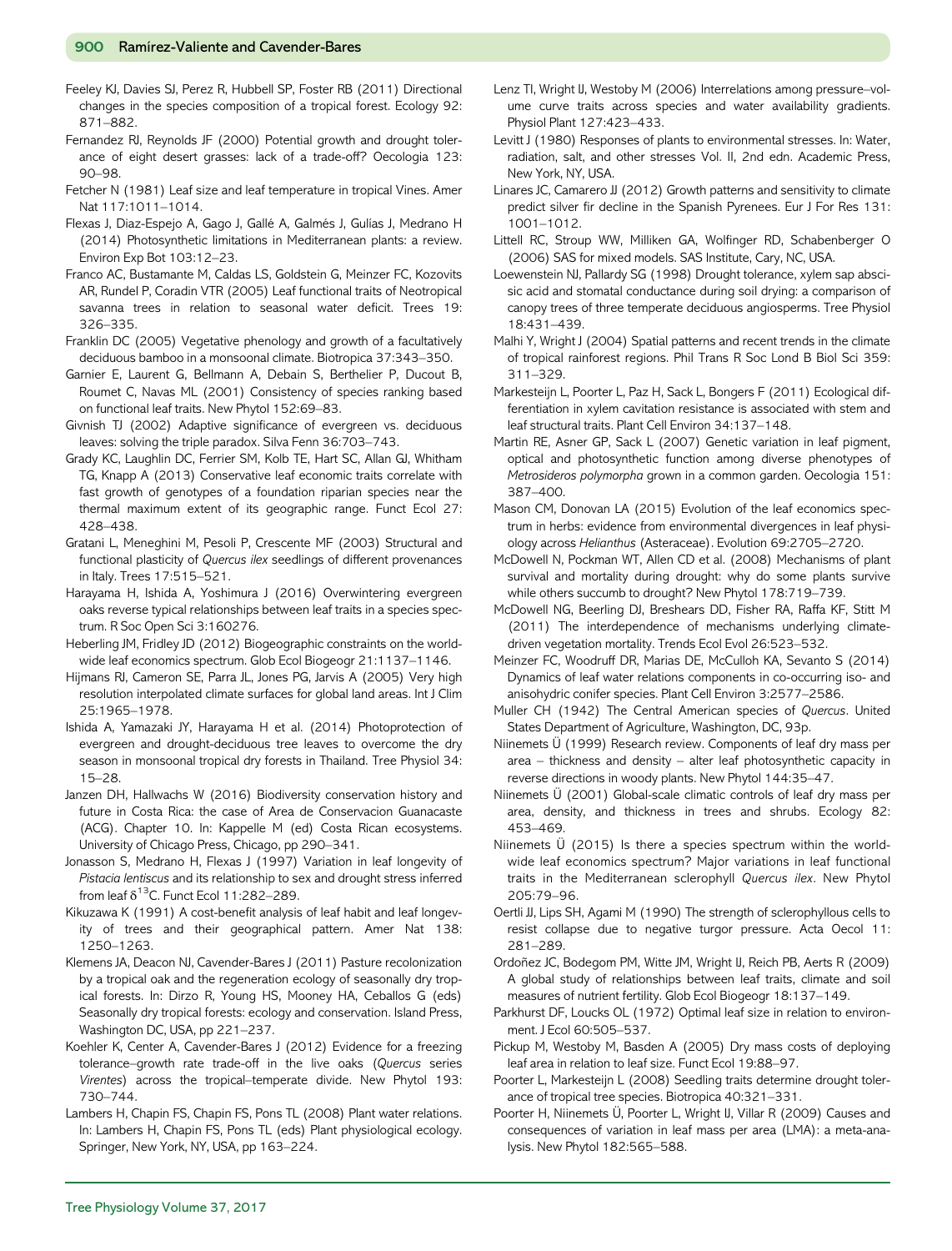Feeley KJ, Davies SJ, Perez R, Hubbell SP, Foster RB (2011) Directional changes in the species composition of a tropical forest. Ecology 92: 871–882.

Fernandez RJ, Reynolds JF (2000) Potential growth and drought tolerance of eight desert grasses: lack of a trade-off? Oecologia 123: 90–98.

Fetcher N (1981) Leaf size and leaf temperature in tropical Vines. Amer Nat 117:1011–1014.

Flexas J, Diaz-Espejo A, Gago J, Gallé A, Galmés J, Gulías J, Medrano H (2014) Photosynthetic limitations in Mediterranean plants: a review. Environ Exp Bot 103:12–23.

Franco AC, Bustamante M, Caldas LS, Goldstein G, Meinzer FC, Kozovits AR, Rundel P, Coradin VTR (2005) Leaf functional traits of Neotropical savanna trees in relation to seasonal water deficit. Trees 19: 326–335.

Franklin DC (2005) Vegetative phenology and growth of a facultatively deciduous bamboo in a monsoonal climate. Biotropica 37:343–350.

Garnier E, Laurent G, Bellmann A, Debain S, Berthelier P, Ducout B, Roumet C, Navas ML (2001) Consistency of species ranking based on functional leaf traits. New Phytol 152:69–83.

Givnish TJ (2002) Adaptive significance of evergreen vs. deciduous leaves: solving the triple paradox. Silva Fenn 36:703–743.

Grady KC, Laughlin DC, Ferrier SM, Kolb TE, Hart SC, Allan GJ, Whitham TG, Knapp A (2013) Conservative leaf economic traits correlate with fast growth of genotypes of a foundation riparian species near the thermal maximum extent of its geographic range. Funct Ecol 27: 428–438.

Gratani L, Meneghini M, Pesoli P, Crescente MF (2003) Structural and functional plasticity of *Quercus ilex* seedlings of different provenances in Italy. Trees 17:515–521.

Harayama H, Ishida A, Yoshimura J (2016) Overwintering evergreen oaks reverse typical relationships between leaf traits in a species spectrum. R Soc Open Sci 3:160276.

Heberling JM, Fridley JD (2012) Biogeographic constraints on the worldwide leaf economics spectrum. Glob Ecol Biogeogr 21:1137–1146.

Hijmans RJ, Cameron SE, Parra JL, Jones PG, Jarvis A (2005) Very high resolution interpolated climate surfaces for global land areas. Int J Clim 25:1965–1978.

Ishida A, Yamazaki JY, Harayama H et al. (2014) Photoprotection of evergreen and drought-deciduous tree leaves to overcome the dry season in monsoonal tropical dry forests in Thailand. Tree Physiol 34: 15–28.

Janzen DH, Hallwachs W (2016) Biodiversity conservation history and future in Costa Rica: the case of Area de Conservacion Guanacaste (ACG). Chapter 10. In: Kappelle M (ed) Costa Rican ecosystems. University of Chicago Press, Chicago, pp 290–341.

Jonasson S, Medrano H, Flexas J (1997) Variation in leaf longevity of *Pistacia lentiscus* and its relationship to sex and drought stress inferred from leaf $\delta^{13}$C. Funct Ecol 11:282–289.

Kikuzawa K (1991) A cost-benefit analysis of leaf habit and leaf longevity of trees and their geographical pattern. Amer Nat 138: 1250–1263.

Klemens JA, Deacon NJ, Cavender-Bares J (2011) Pasture recolonization by a tropical oak and the regeneration ecology of seasonally dry tropical forests. In: Dirzo R, Young HS, Mooney HA, Ceballos G (eds) Seasonally dry tropical forests: ecology and conservation. Island Press, Washington DC, USA, pp 221–237.

Koehler K, Center A, Cavender-Bares J (2012) Evidence for a freezing tolerance–growth rate trade-off in the live oaks (*Quercus* series *Virentes*) across the tropical–temperate divide. New Phytol 193: 730–744.

Lambers H, Chapin FS, Chapin FS, Pons TL (2008) Plant water relations. In: Lambers H, Chapin FS, Pons TL (eds) Plant physiological ecology. Springer, New York, NY, USA, pp 163–224.

Lenz TI, Wright IJ, Westoby M (2006) Interrelations among pressure–volume curve traits across species and water availability gradients. Physiol Plant 127:423–433.

Levitt J (1980) Responses of plants to environmental stresses. In: Water, radiation, salt, and other stresses Vol. II, 2nd edn. Academic Press, New York, NY, USA.

Linares JC, Camarero JJ (2012) Growth patterns and sensitivity to climate predict silver fir decline in the Spanish Pyrenees. Eur J For Res 131: 1001–1012.

Littell RC, Stroup WW, Milliken GA, Wolfinger RD, Schabenberger O (2006) SAS for mixed models. SAS Institute, Cary, NC, USA.

Loewenstein NJ, Pallardy SG (1998) Drought tolerance, xylem sap abscisic acid and stomatal conductance during soil drying: a comparison of canopy trees of three temperate deciduous angiosperms. Tree Physiol 18:431–439.

Malhi Y, Wright J (2004) Spatial patterns and recent trends in the climate of tropical rainforest regions. Phil Trans R Soc Lond B Biol Sci 359: 311–329.

Markesteijn L, Poorter L, Paz H, Sack L, Bongers F (2011) Ecological differentiation in xylem cavitation resistance is associated with stem and leaf structural traits. Plant Cell Environ 34:137–148.

Martin RE, Asner GP, Sack L (2007) Genetic variation in leaf pigment, optical and photosynthetic function among diverse phenotypes of *Metrosideros polymorpha* grown in a common garden. Oecologia 151: 387–400.

Mason CM, Donovan LA (2015) Evolution of the leaf economics spectrum in herbs: evidence from environmental divergences in leaf physiology across *Helianthus* (Asteraceae). Evolution 69:2705–2720.

McDowell N, Pockman WT, Allen CD et al. (2008) Mechanisms of plant survival and mortality during drought: why do some plants survive while others succumb to drought? New Phytol 178:719–739.

McDowell NG, Beerling DJ, Breshears DD, Fisher RA, Raffa KF, Stitt M (2011) The interdependence of mechanisms underlying climate-driven vegetation mortality. Trends Ecol Evol 26:523–532.

Meinzer FC, Woodruff DR, Marias DE, McCulloh KA, Sevanto S (2014) Dynamics of leaf water relations components in co-occurring iso- and anisohydric conifer species. Plant Cell Environ 3:2577–2586.

Muller CH (1942) The Central American species of *Quercus*. United States Department of Agriculture, Washington, DC, 93p.

Niinemets Ü (1999) Research review. Components of leaf dry mass per area – thickness and density – alter leaf photosynthetic capacity in reverse directions in woody plants. New Phytol 144:35–47.

Niinemets Ü (2001) Global-scale climatic controls of leaf dry mass per area, density, and thickness in trees and shrubs. Ecology 82: 453–469.

Niinemets Ü (2015) Is there a species spectrum within the world-wide leaf economics spectrum? Major variations in leaf functional traits in the Mediterranean sclerophyll *Quercus ilex*. New Phytol 205:79–96.

Oertli JJ, Lips SH, Agami M (1990) The strength of sclerophyllous cells to resist collapse due to negative turgor pressure. Acta Oecol 11: 281–289.

Ordoñez JC, Bodegom PM, Witte JM, Wright IJ, Reich PB, Aerts R (2009) A global study of relationships between leaf traits, climate and soil measures of nutrient fertility. Glob Ecol Biogeogr 18:137–149.

Parkhurst DF, Loucks OL (1972) Optimal leaf size in relation to environment. J Ecol 60:505–537.

Pickup M, Westoby M, Basden A (2005) Dry mass costs of deploying leaf area in relation to leaf size. Funct Ecol 19:88–97.

Poorter L, Markesteijn L (2008) Seedling traits determine drought tolerance of tropical tree species. Biotropica 40:321–331.

Poorter H, Niinemets Ü, Poorter L, Wright IJ, Villar R (2009) Causes and consequences of variation in leaf mass per area (LMA): a meta-analysis. New Phytol 182:565–588.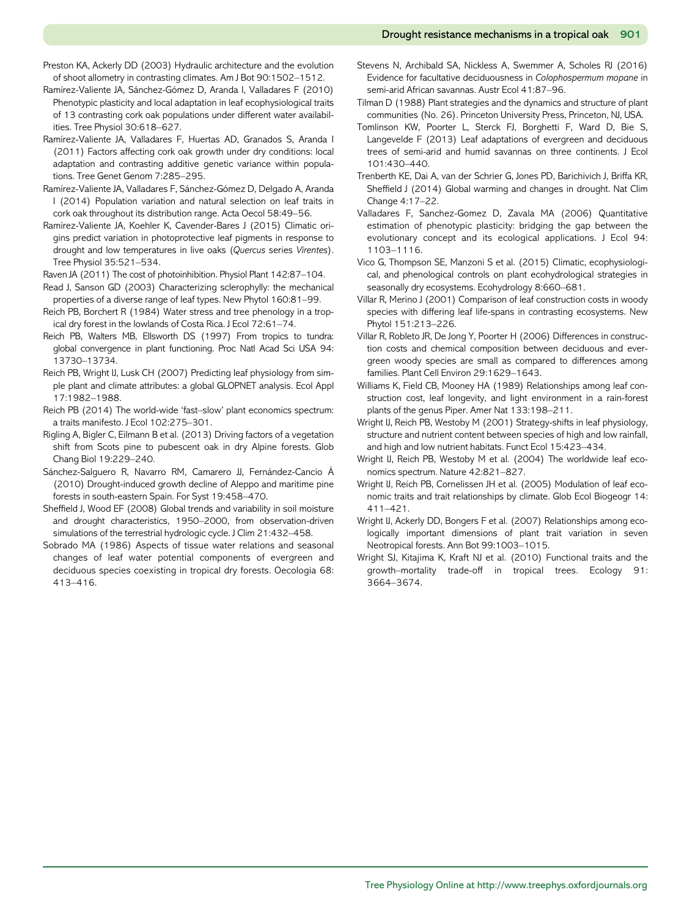Preston KA, Ackerly DD (2003) Hydraulic architecture and the evolution of shoot allometry in contrasting climates. Am J Bot 90:1502–1512.

Ramírez-Valiente JA, Sánchez-Gómez D, Aranda I, Valladares F (2010) Phenotypic plasticity and local adaptation in leaf ecophysiological traits of 13 contrasting cork oak populations under different water availabilities. Tree Physiol 30:618–627.

Ramírez-Valiente JA, Valladares F, Huertas AD, Granados S, Aranda I (2011) Factors affecting cork oak growth under dry conditions: local adaptation and contrasting additive genetic variance within populations. Tree Genet Genom 7:285–295.

Ramírez-Valiente JA, Valladares F, Sánchez-Gómez D, Delgado A, Aranda I (2014) Population variation and natural selection on leaf traits in cork oak throughout its distribution range. Acta Oecol 58:49–56.

Ramírez-Valiente JA, Koehler K, Cavender-Bares J (2015) Climatic origins predict variation in photoprotective leaf pigments in response to drought and low temperatures in live oaks (*Quercus* series *Virentes*). Tree Physiol 35:521–534.

Raven JA (2011) The cost of photoinhibition. Physiol Plant 142:87–104.

Read J, Sanson GD (2003) Characterizing sclerophylly: the mechanical properties of a diverse range of leaf types. New Phytol 160:81–99.

Reich PB, Borchert R (1984) Water stress and tree phenology in a tropical dry forest in the lowlands of Costa Rica. J Ecol 72:61–74.

Reich PB, Walters MB, Ellsworth DS (1997) From tropics to tundra: global convergence in plant functioning. Proc Natl Acad Sci USA 94: 13730–13734.

Reich PB, Wright IJ, Lusk CH (2007) Predicting leaf physiology from simple plant and climate attributes: a global GLOPNET analysis. Ecol Appl 17:1982–1988.

Reich PB (2014) The world-wide 'fast–slow' plant economics spectrum: a traits manifesto. J Ecol 102:275–301.

Rigling A, Bigler C, Eilmann B et al. (2013) Driving factors of a vegetation shift from Scots pine to pubescent oak in dry Alpine forests. Glob Chang Biol 19:229–240.

Sánchez-Salguero R, Navarro RM, Camarero JJ, Fernández-Cancio Á (2010) Drought-induced growth decline of Aleppo and maritime pine forests in south-eastern Spain. For Syst 19:458–470.

Sheffield J, Wood EF (2008) Global trends and variability in soil moisture and drought characteristics, 1950–2000, from observation-driven simulations of the terrestrial hydrologic cycle. J Clim 21:432–458.

Sobrado MA (1986) Aspects of tissue water relations and seasonal changes of leaf water potential components of evergreen and deciduous species coexisting in tropical dry forests. Oecologia 68: 413–416.

Stevens N, Archibald SA, Nickless A, Swemmer A, Scholes RJ (2016) Evidence for facultative deciduousness in *Colophospermum mopane* in semi-arid African savannas. Austr Ecol 41:87–96.

Tilman D (1988) Plant strategies and the dynamics and structure of plant communities (No. 26). Princeton University Press, Princeton, NJ, USA.

Tomlinson KW, Poorter L, Sterck FJ, Borghetti F, Ward D, Bie S, Langevelde F (2013) Leaf adaptations of evergreen and deciduous trees of semi-arid and humid savannas on three continents. J Ecol 101:430–440.

Trenberth KE, Dai A, van der Schrier G, Jones PD, Barichivich J, Briffa KR, Sheffield J (2014) Global warming and changes in drought. Nat Clim Change 4:17–22.

Valladares F, Sanchez-Gomez D, Zavala MA (2006) Quantitative estimation of phenotypic plasticity: bridging the gap between the evolutionary concept and its ecological applications. J Ecol 94: 1103–1116.

Vico G, Thompson SE, Manzoni S et al. (2015) Climatic, ecophysiological, and phenological controls on plant ecohydrological strategies in seasonally dry ecosystems. Ecohydrology 8:660–681.

Villar R, Merino J (2001) Comparison of leaf construction costs in woody species with differing leaf life-spans in contrasting ecosystems. New Phytol 151:213–226.

Villar R, Robleto JR, De Jong Y, Poorter H (2006) Differences in construction costs and chemical composition between deciduous and evergreen woody species are small as compared to differences among families. Plant Cell Environ 29:1629–1643.

Williams K, Field CB, Mooney HA (1989) Relationships among leaf construction cost, leaf longevity, and light environment in a rain-forest plants of the genus Piper. Amer Nat 133:198–211.

Wright IJ, Reich PB, Westoby M (2001) Strategy-shifts in leaf physiology, structure and nutrient content between species of high and low rainfall, and high and low nutrient habitats. Funct Ecol 15:423–434.

Wright IJ, Reich PB, Westoby M et al. (2004) The worldwide leaf economics spectrum. Nature 42:821–827.

Wright IJ, Reich PB, Cornelissen JH et al. (2005) Modulation of leaf economic traits and trait relationships by climate. Glob Ecol Biogeogr 14: 411–421.

Wright IJ, Ackerly DD, Bongers F et al. (2007) Relationships among ecologically important dimensions of plant trait variation in seven Neotropical forests. Ann Bot 99:1003–1015.

Wright SJ, Kitajima K, Kraft NJ et al. (2010) Functional traits and the growth–mortality trade-off in tropical trees. Ecology 91: 3664–3674.